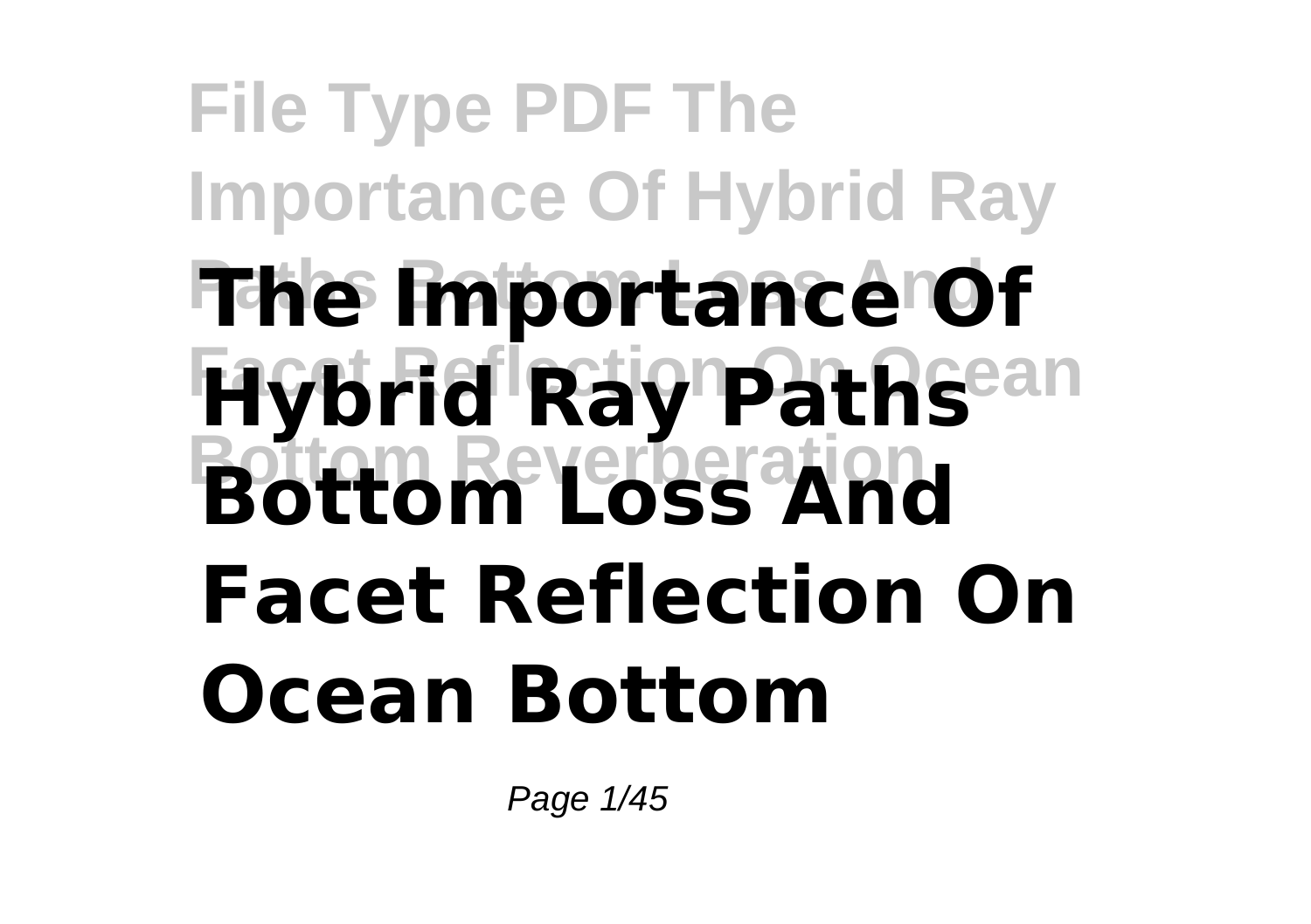# The Importance Of Hybrid Ray Paths Bottom Loss And Facet Reflection On Ocean Bottom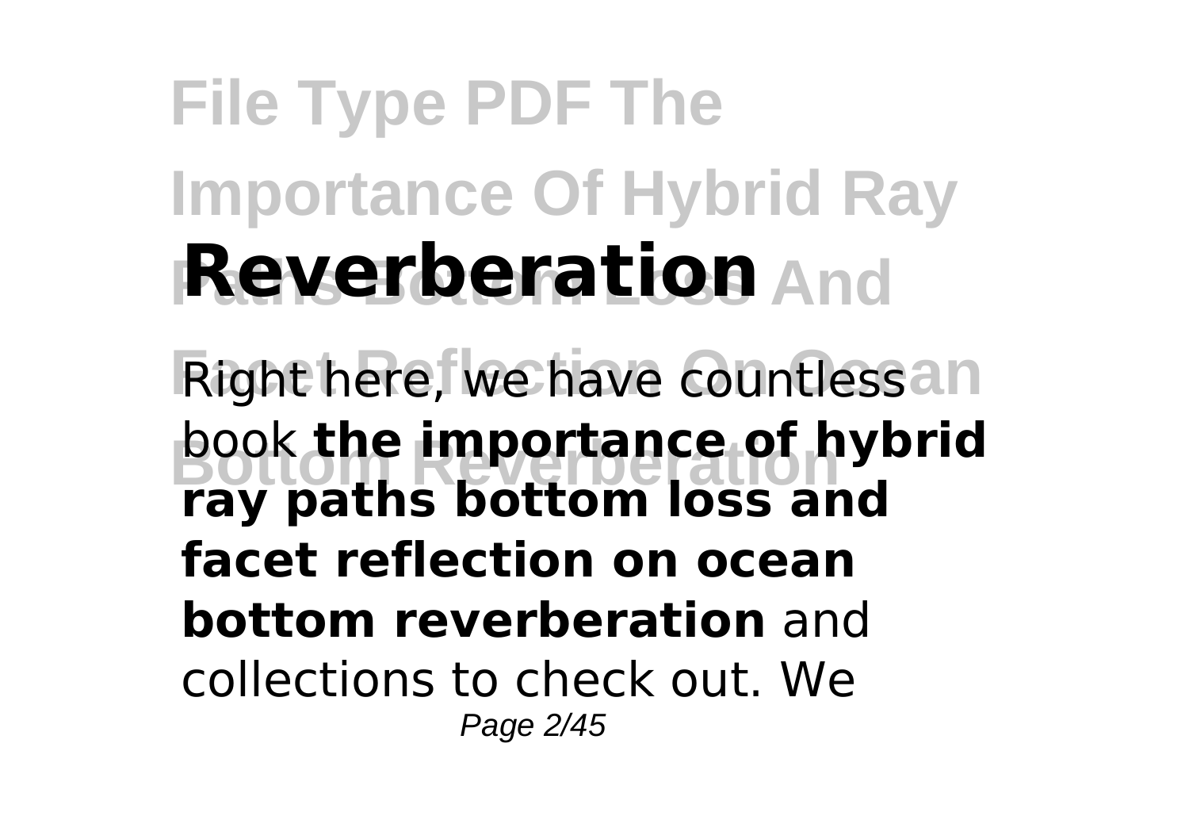# File Type PDF The Importance Of Hybrid Ray Paths Bottom Loss And Facet Reflection On Ocean Bottom Reverberation

Right here, we have countless book **the importance of hybrid ray paths bottom loss and facet reflection on ocean bottom reverberation** and collections to check out. We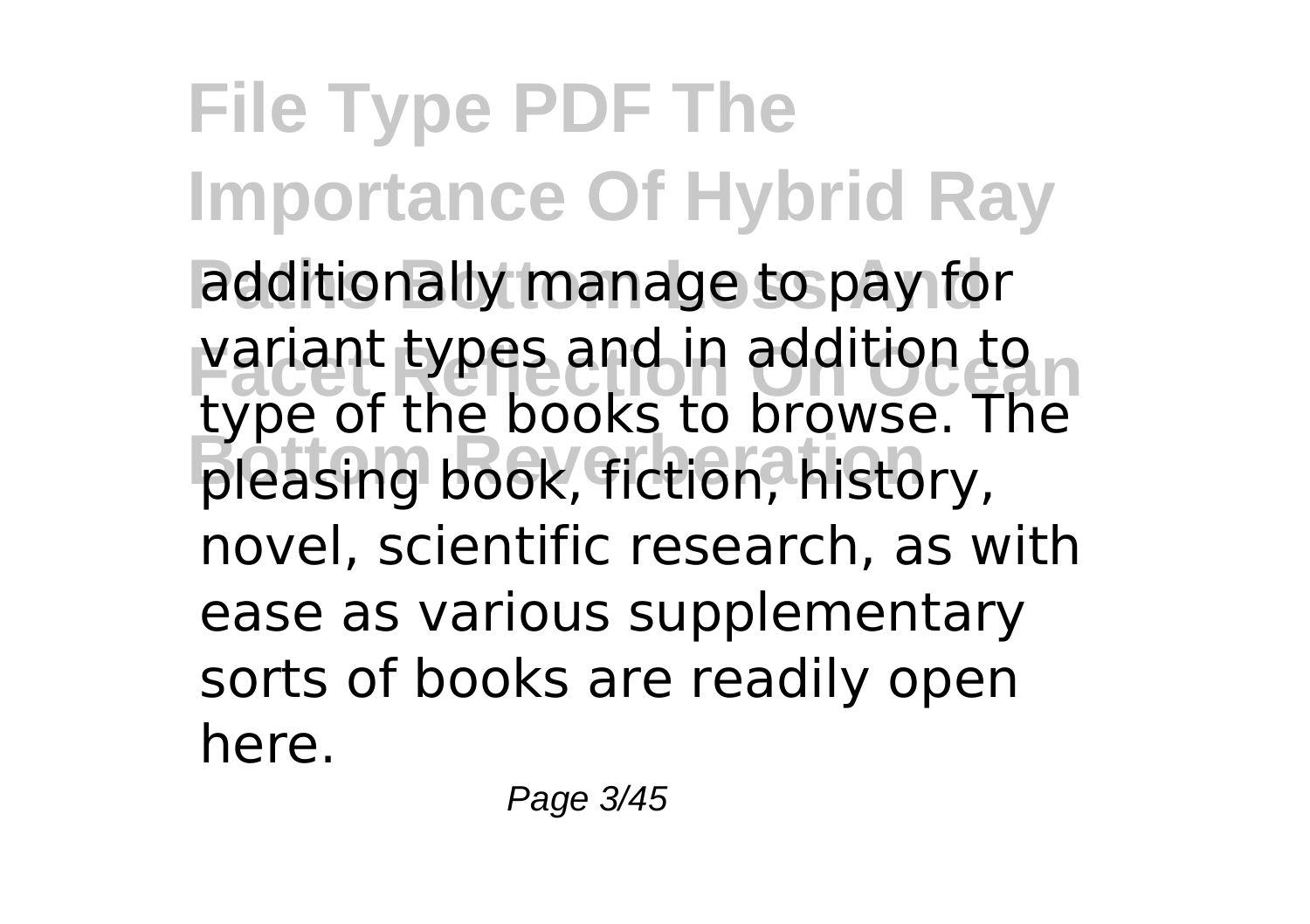additionally manage to pay for variant types and in addition to type of the books to browse. The pleasing book, fiction, history, novel, scientific research, as with ease as various supplementary sorts of books are readily open here.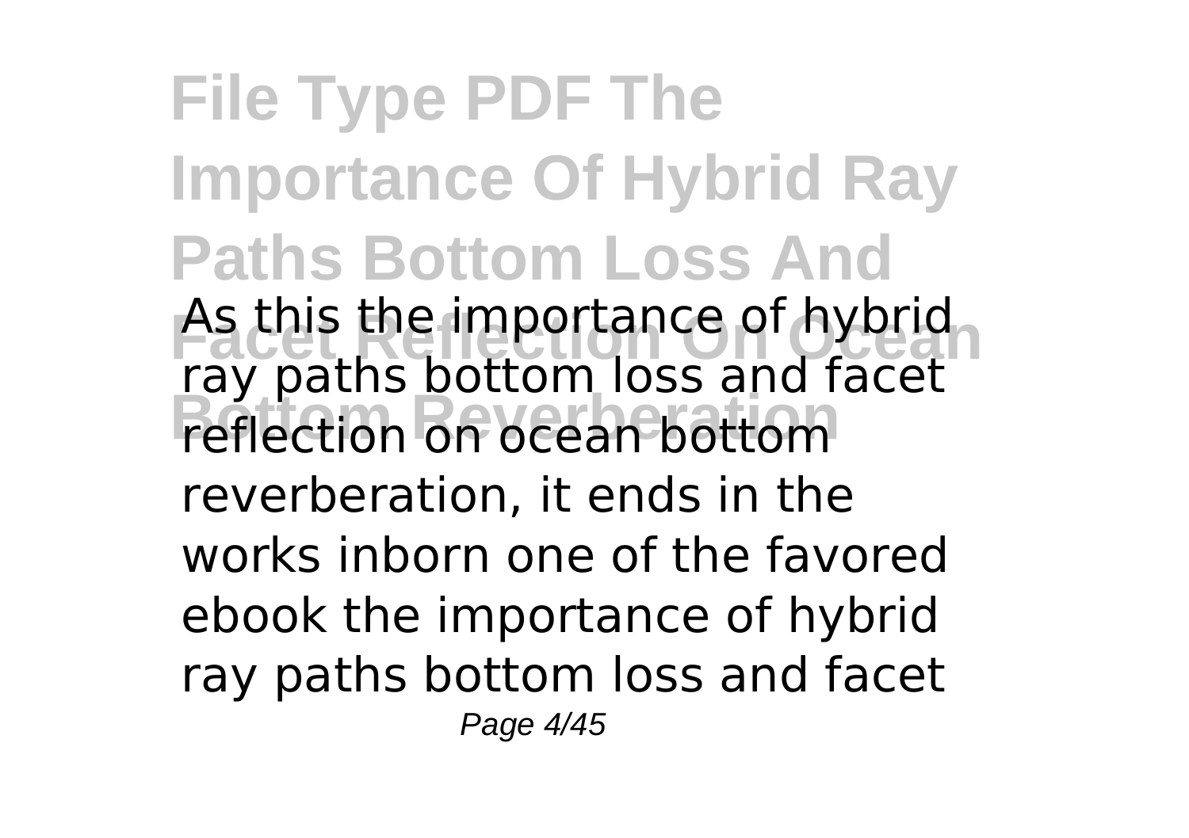As this the importance of hybrid ray paths bottom loss and facet reflection on ocean bottom reverberation, it ends in the works inborn one of the favored ebook the importance of hybrid ray paths bottom loss and facet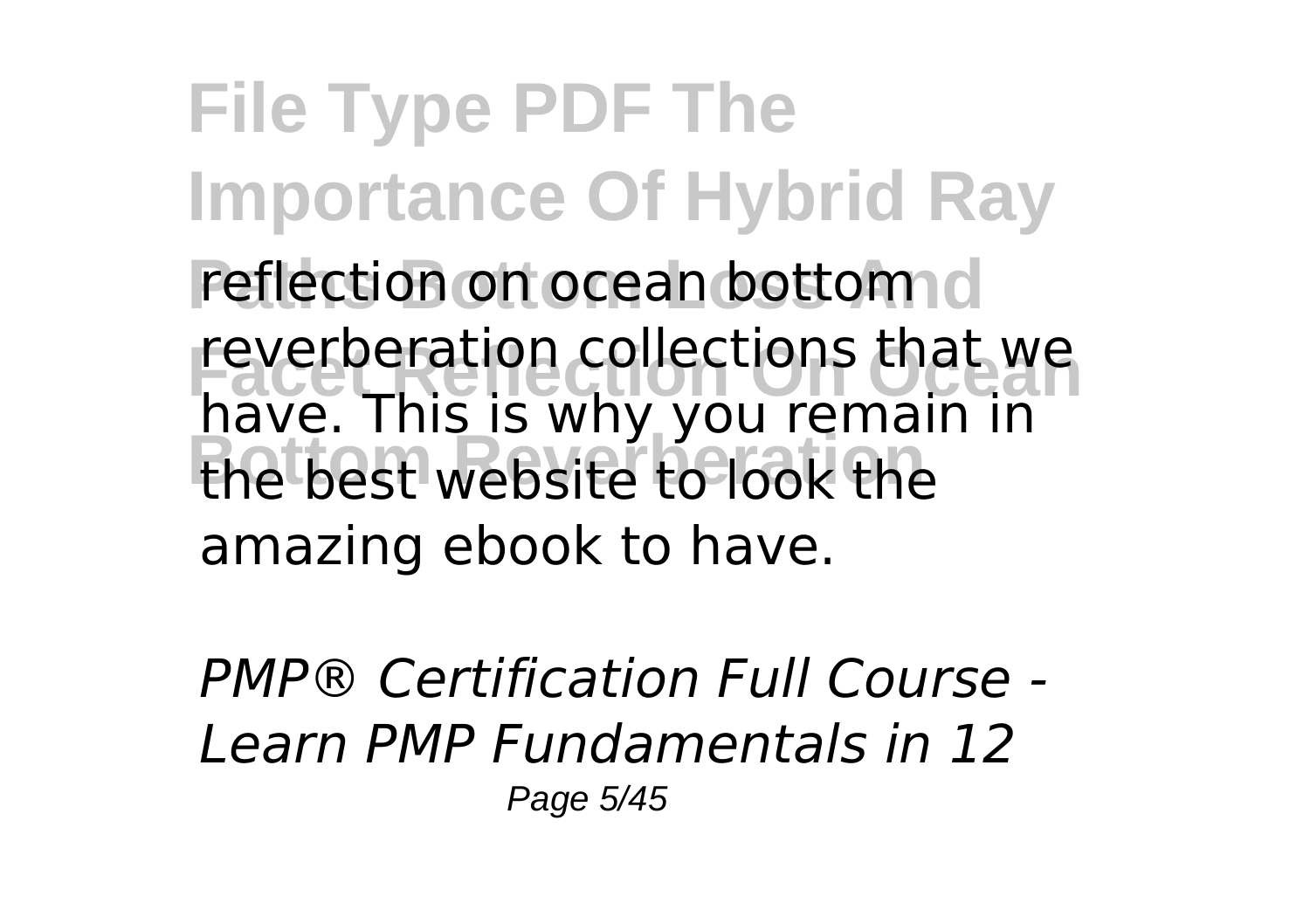reflection on ocean bottom reverberation collections that we have. This is why you remain in the best website to look the amazing ebook to have.

*PMP® Certification Full Course - Learn PMP Fundamentals in 12*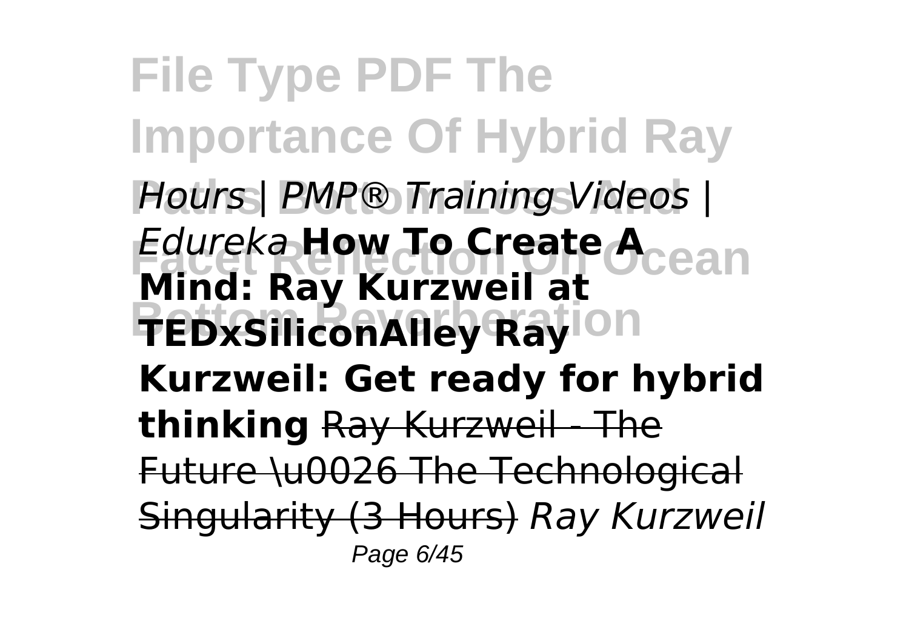*Hours | PMP® Training Videos | Edureka* **How To Create A Mind: Ray Kurzweil at TEDxSiliconAlley Ray Kurzweil: Get ready for hybrid thinking** ~~Ray Kurzweil - The Future \u0026 The Technological Singularity (3 Hours)~~ *Ray Kurzweil*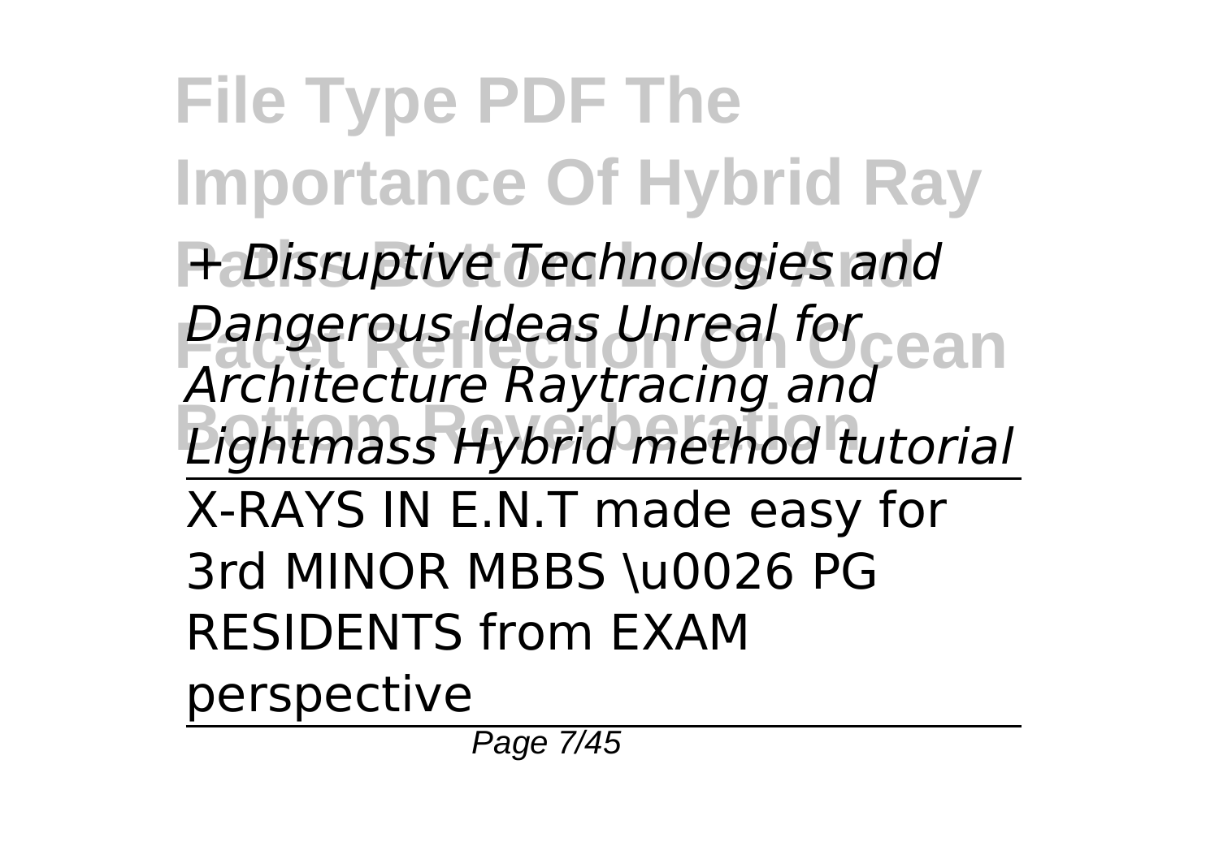*+ Disruptive Technologies and Dangerous Ideas Unreal for Architecture Raytracing and Lightmass Hybrid method tutorial*

X-RAYS IN E.N.T made easy for 3rd MINOR MBBS \u0026 PG RESIDENTS from EXAM perspective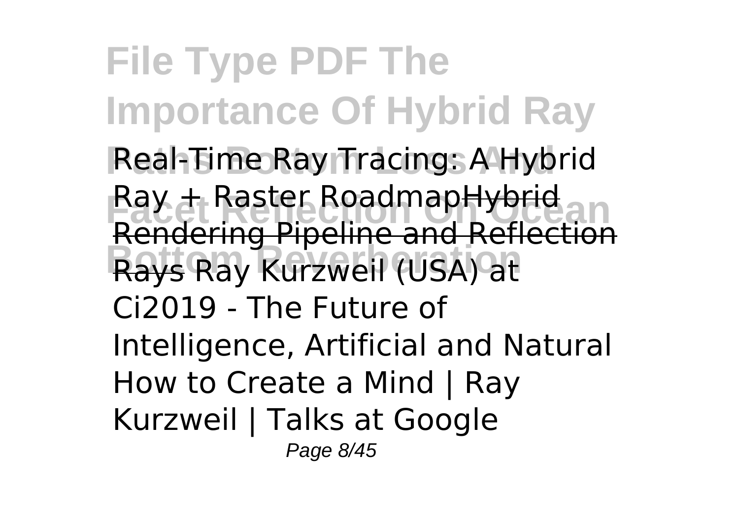Real-Time Ray Tracing: A Hybrid Ray + Raster Roadmap~~Hybrid Rendering Pipeline and Reflection Rays~~ Ray Kurzweil (USA) at Ci2019 - The Future of Intelligence, Artificial and Natural How to Create a Mind | Ray Kurzweil | Talks at Google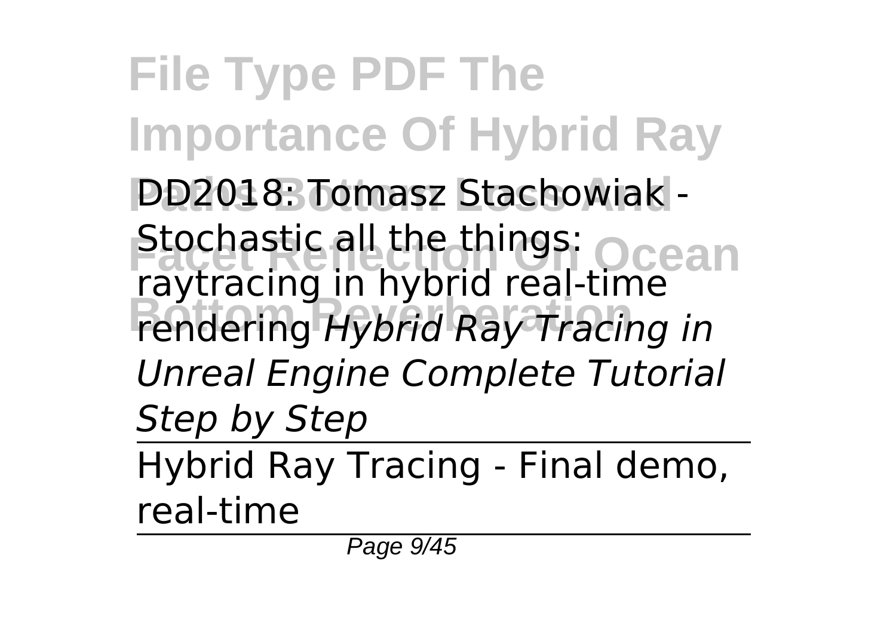DD2018: Tomasz Stachowiak - Stochastic all the things: raytracing in hybrid real-time rendering *Hybrid Ray Tracing in Unreal Engine Complete Tutorial Step by Step*

---

Hybrid Ray Tracing - Final demo, real-time

---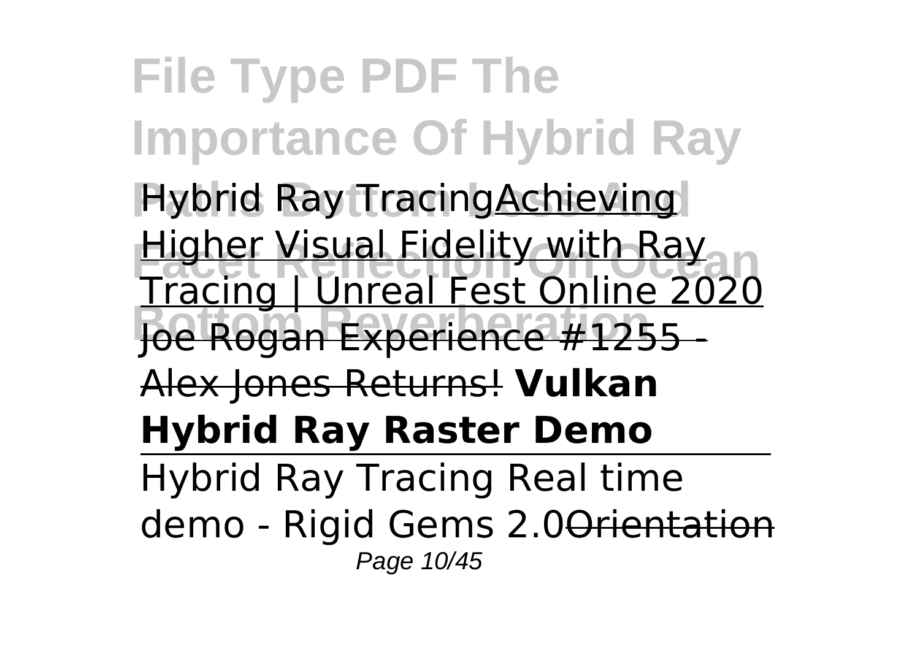Hybrid Ray TracingAchieving Higher Visual Fidelity with Ray Tracing | Unreal Fest Online 2020 Joe Rogan Experience #1255 - Alex Jones Returns! **Vulkan Hybrid Ray Raster Demo**

Hybrid Ray Tracing Real time demo - Rigid Gems 2.0Orientation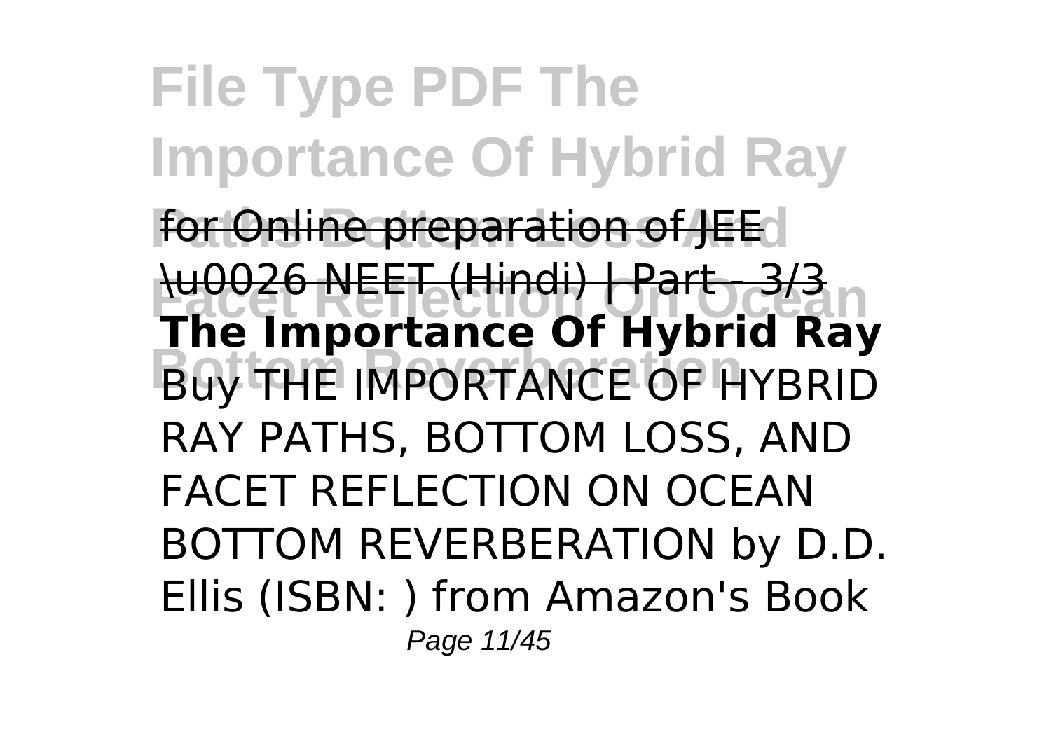for Online preparation of JEE \u0026 NEET (Hindi) | Part - 3/3

**The Importance Of Hybrid Ray**

Buy THE IMPORTANCE OF HYBRID RAY PATHS, BOTTOM LOSS, AND FACET REFLECTION ON OCEAN BOTTOM REVERBERATION by D.D. Ellis (ISBN: ) from Amazon's Book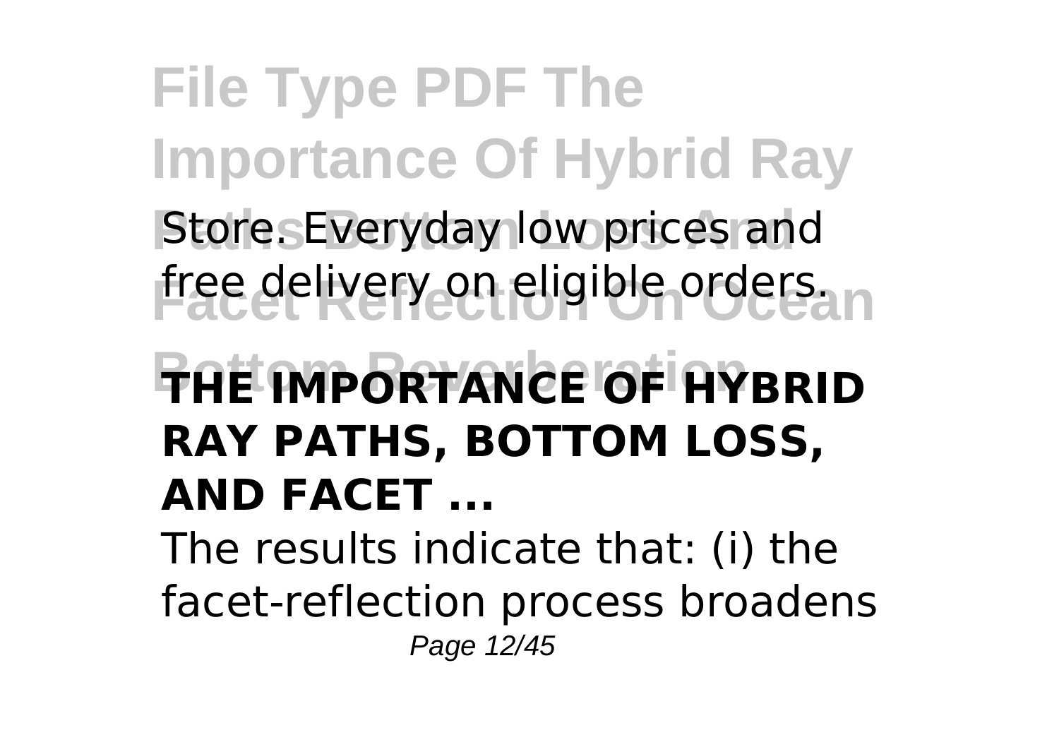Store. Everyday low prices and free delivery on eligible orders.

## THE IMPORTANCE OF HYBRID RAY PATHS, BOTTOM LOSS, AND FACET ...

The results indicate that: (i) the facet-reflection process broadens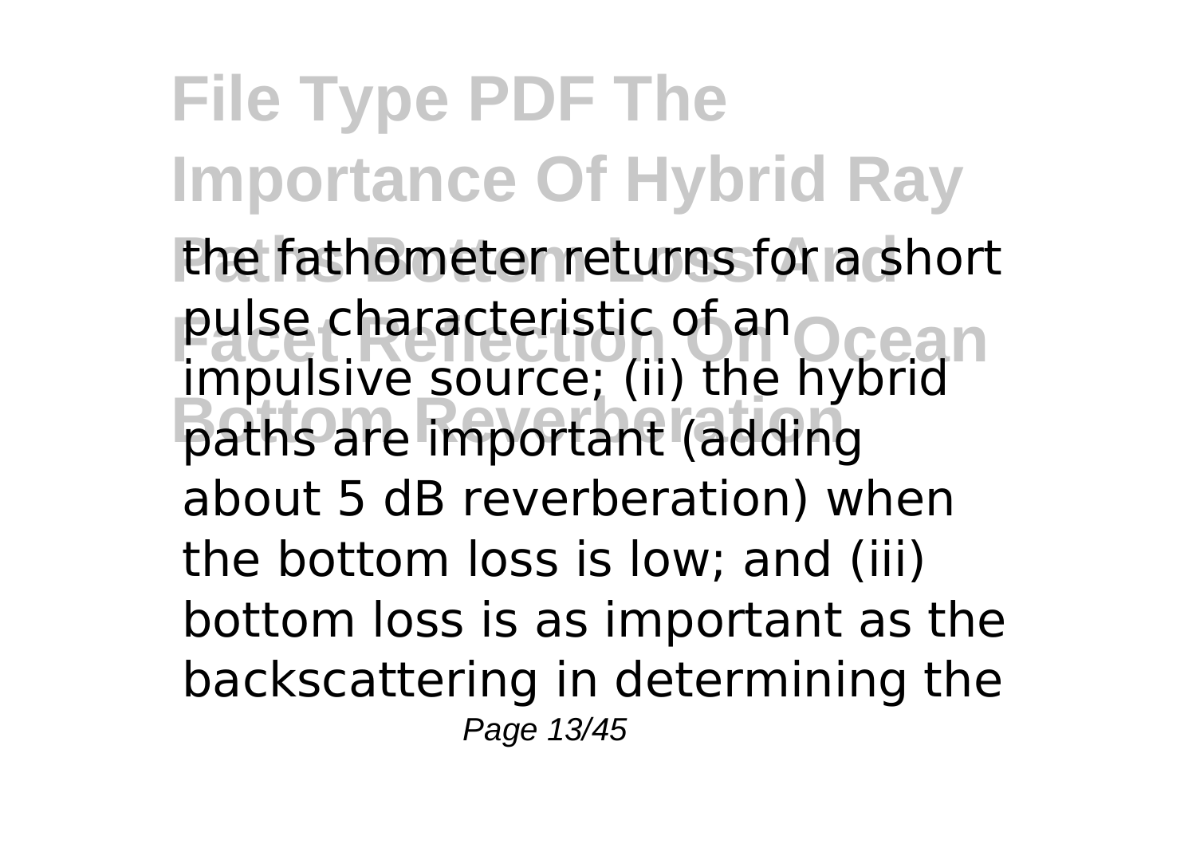the fathometer returns for a short pulse characteristic of an impulsive source; (ii) the hybrid paths are important (adding about 5 dB reverberation) when the bottom loss is low; and (iii) bottom loss is as important as the backscattering in determining the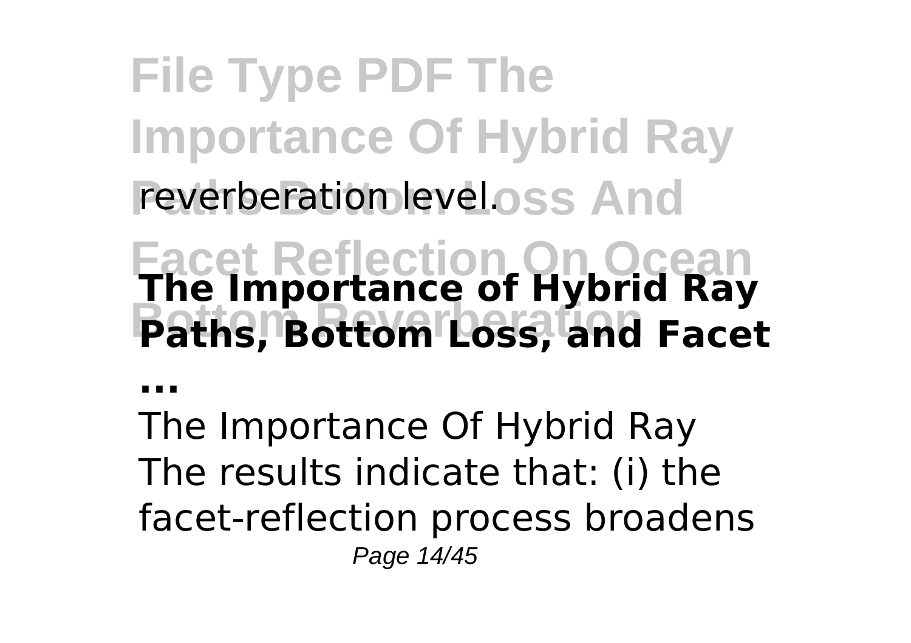reverberation level.

**The Importance of Hybrid Ray Paths, Bottom Loss, and Facet ...**

The Importance Of Hybrid Ray The results indicate that: (i) the facet-reflection process broadens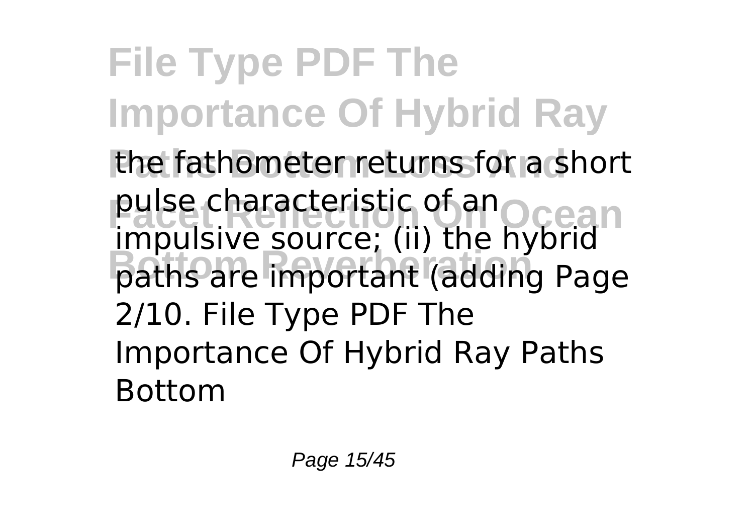the fathometer returns for a short pulse characteristic of an impulsive source; (ii) the hybrid paths are important (adding Page 2/10. File Type PDF The Importance Of Hybrid Ray Paths Bottom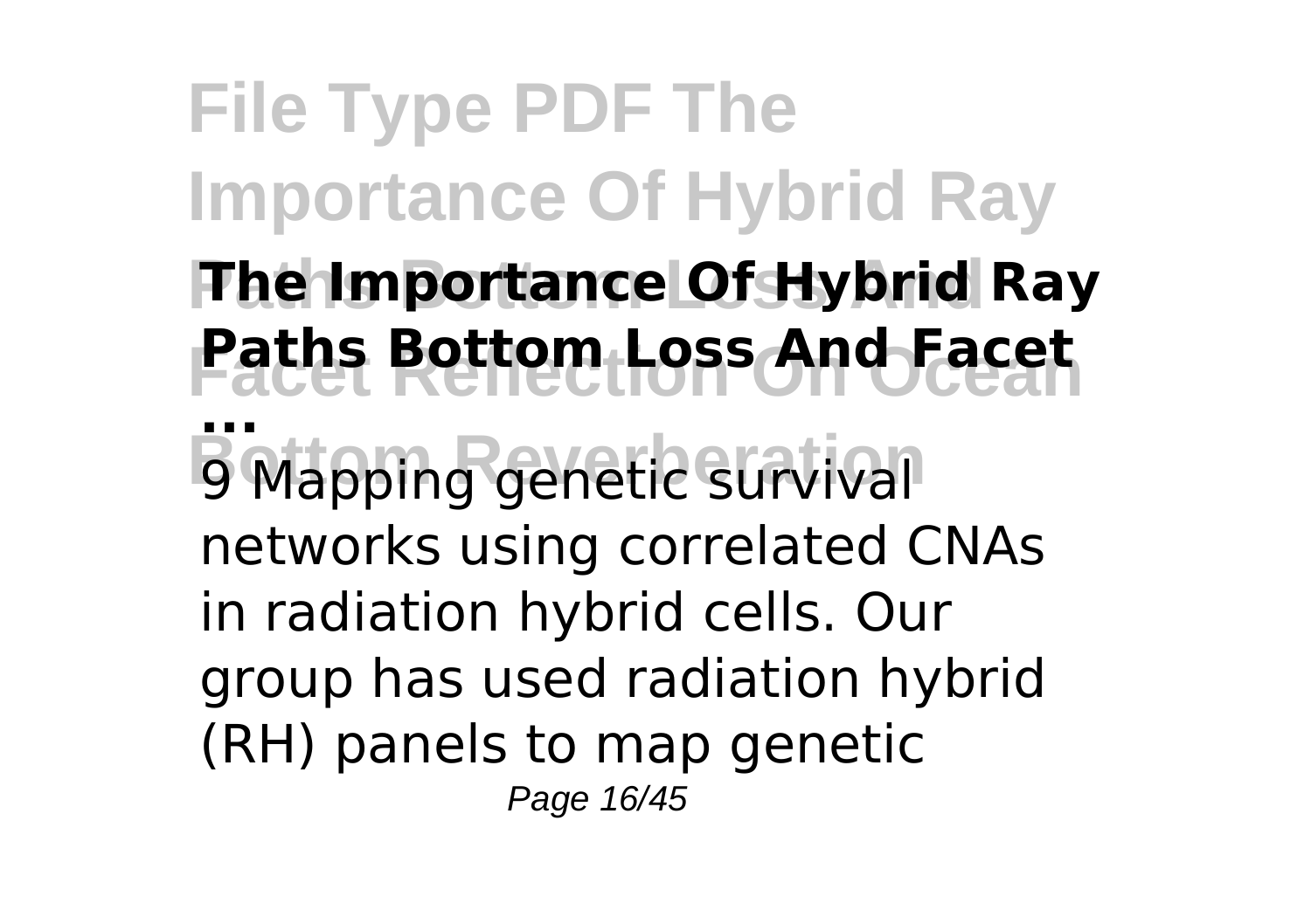**The Importance Of Hybrid Ray Paths Bottom Loss And Facet ...**

9 Mapping genetic survival networks using correlated CNAs in radiation hybrid cells. Our group has used radiation hybrid (RH) panels to map genetic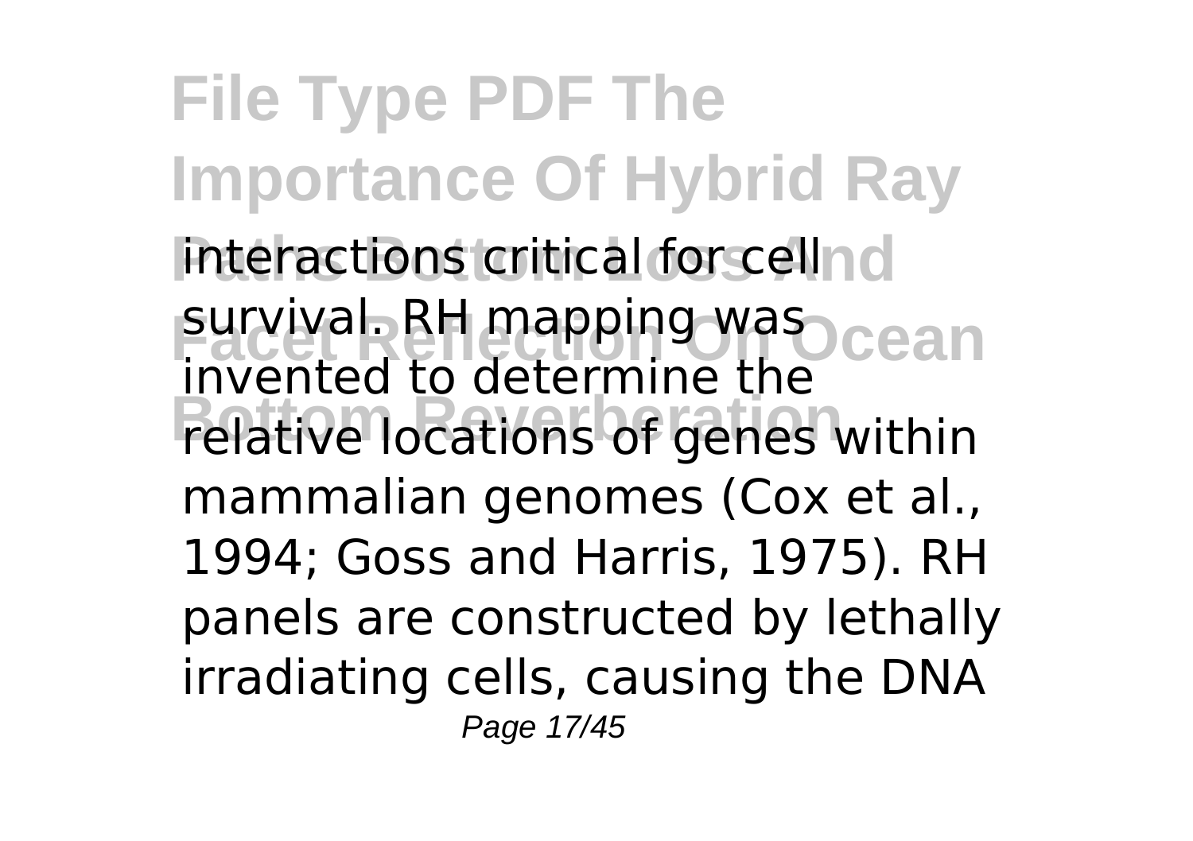interactions critical for cell survival. RH mapping was invented to determine the relative locations of genes within mammalian genomes (Cox et al., 1994; Goss and Harris, 1975). RH panels are constructed by lethally irradiating cells, causing the DNA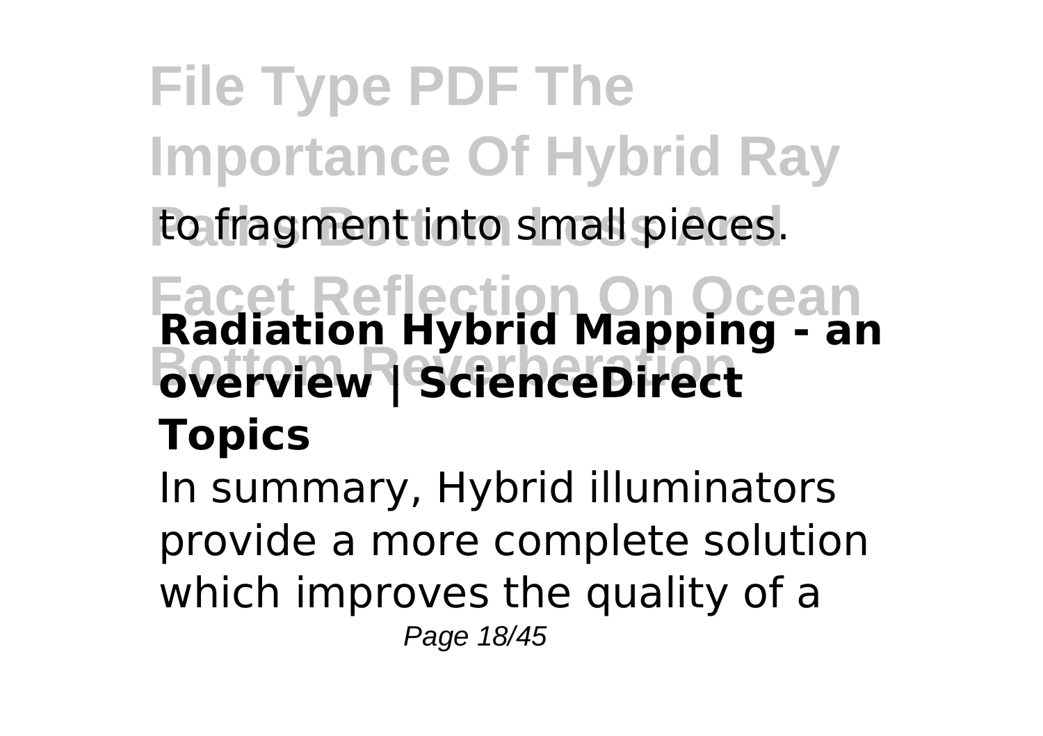to fragment into small pieces.

## Radiation Hybrid Mapping - an overview | ScienceDirect Topics

In summary, Hybrid illuminators provide a more complete solution which improves the quality of a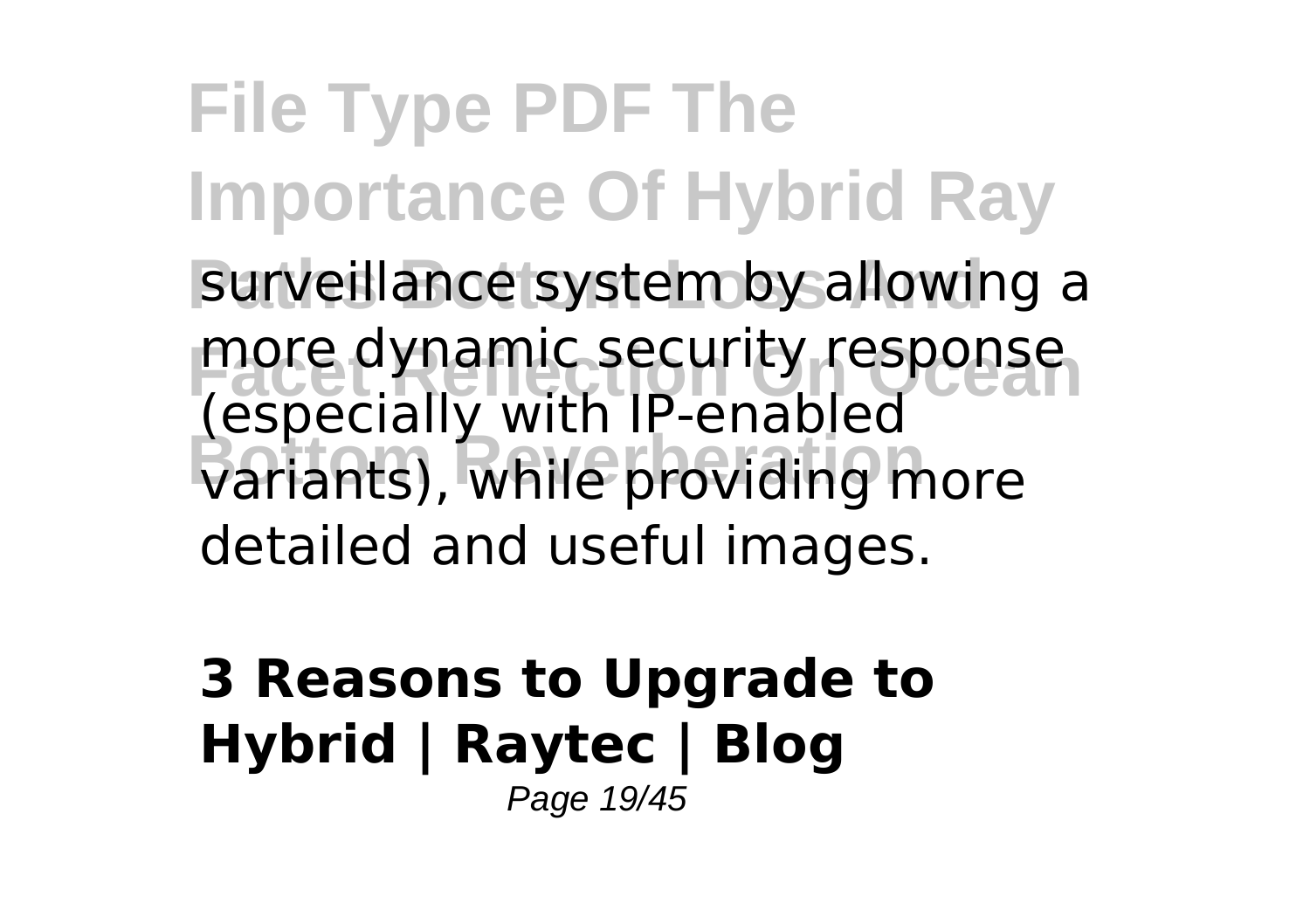surveillance system by allowing a more dynamic security response (especially with IP-enabled variants), while providing more detailed and useful images.

**3 Reasons to Upgrade to Hybrid | Raytec | Blog**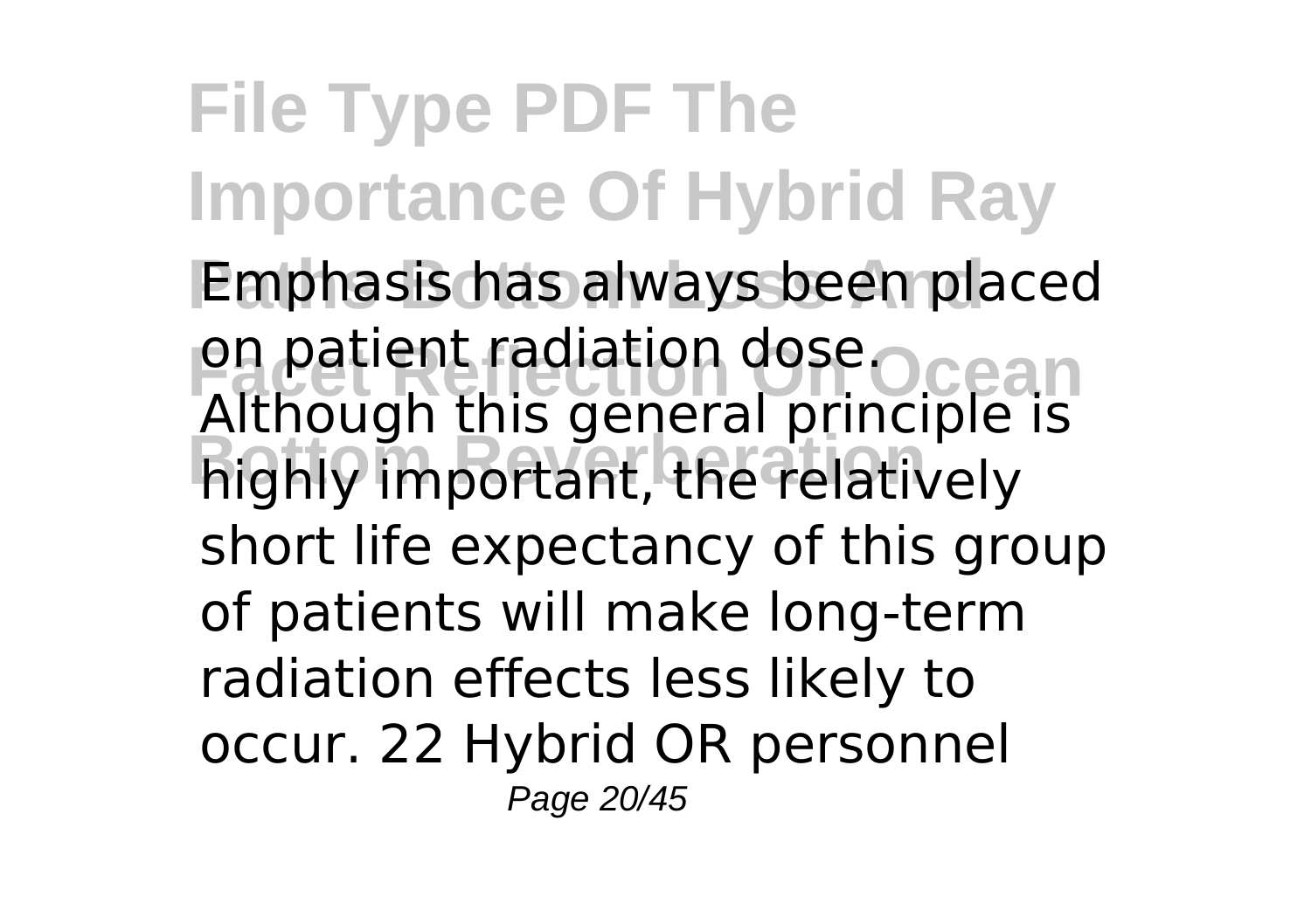Emphasis has always been placed on patient radiation dose. Although this general principle is highly important, the relatively short life expectancy of this group of patients will make long-term radiation effects less likely to occur. 22 Hybrid OR personnel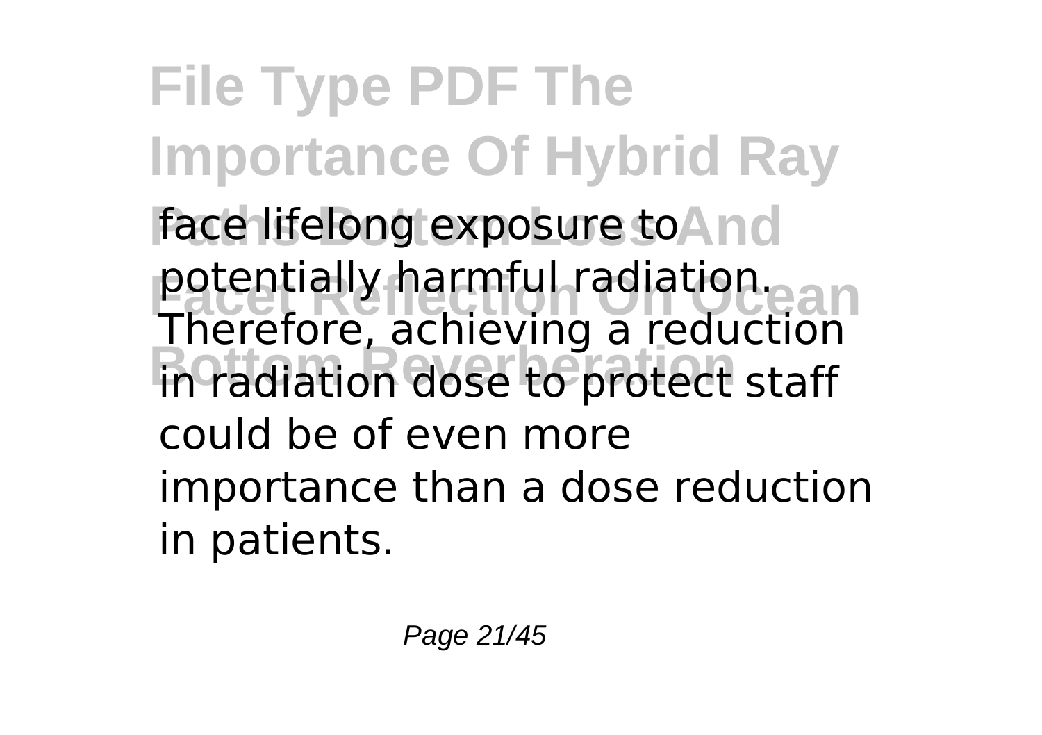face lifelong exposure to potentially harmful radiation. Therefore, achieving a reduction in radiation dose to protect staff could be of even more importance than a dose reduction in patients.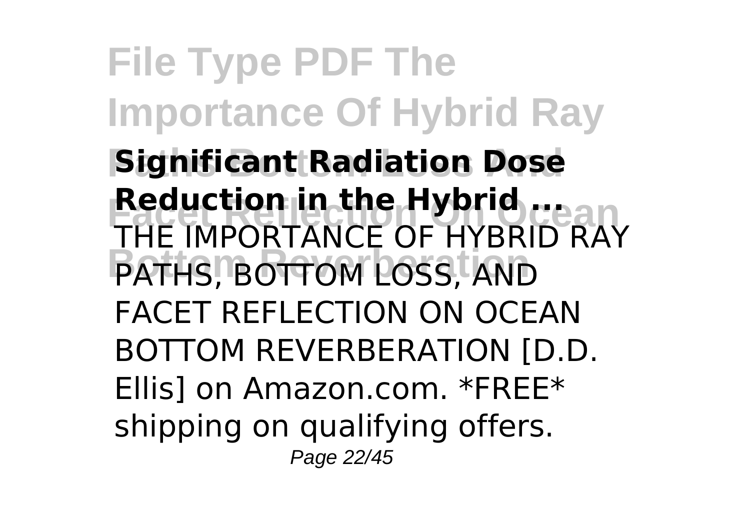**Significant Radiation Dose Reduction in the Hybrid ...**

THE IMPORTANCE OF HYBRID RAY PATHS, BOTTOM LOSS, AND FACET REFLECTION ON OCEAN BOTTOM REVERBERATION [D.D. Ellis] on Amazon.com. *FREE* shipping on qualifying offers.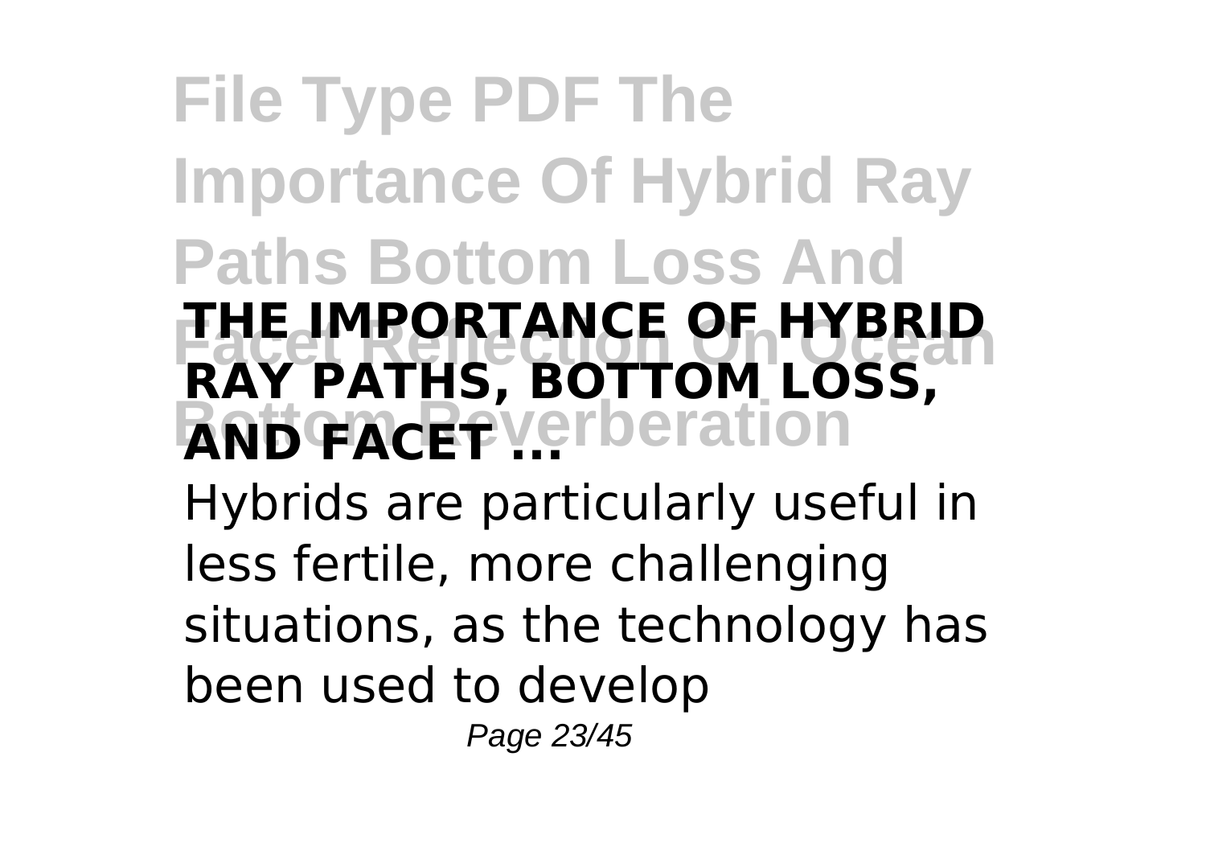**THE IMPORTANCE OF HYBRID RAY PATHS, BOTTOM LOSS, AND FACET ...**

Hybrids are particularly useful in less fertile, more challenging situations, as the technology has been used to develop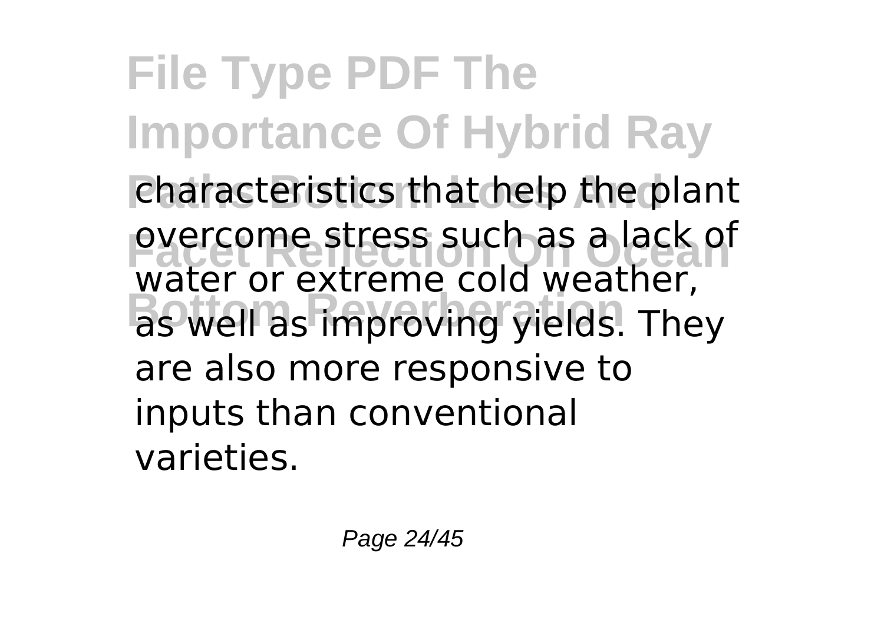characteristics that help the plant overcome stress such as a lack of water or extreme cold weather, as well as improving yields. They are also more responsive to inputs than conventional varieties.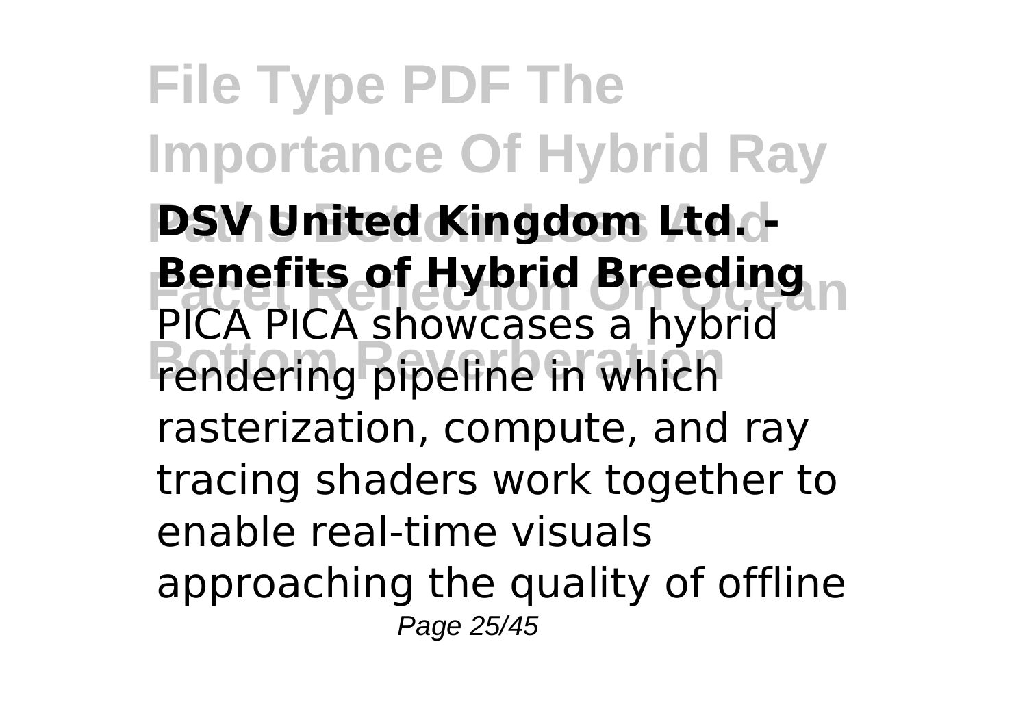**DSV United Kingdom Ltd. - Benefits of Hybrid Breeding**

PICA PICA showcases a hybrid rendering pipeline in which rasterization, compute, and ray tracing shaders work together to enable real-time visuals approaching the quality of offline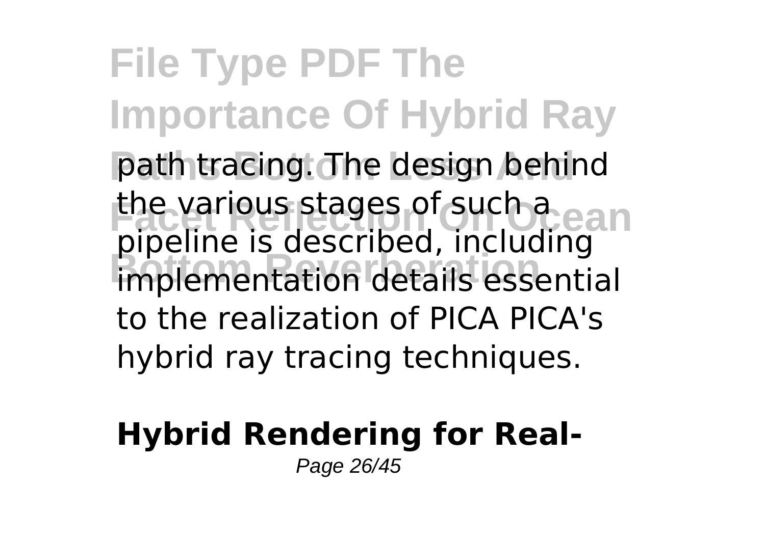path tracing. The design behind the various stages of such a pipeline is described, including implementation details essential to the realization of PICA PICA's hybrid ray tracing techniques.

**Hybrid Rendering for Real-**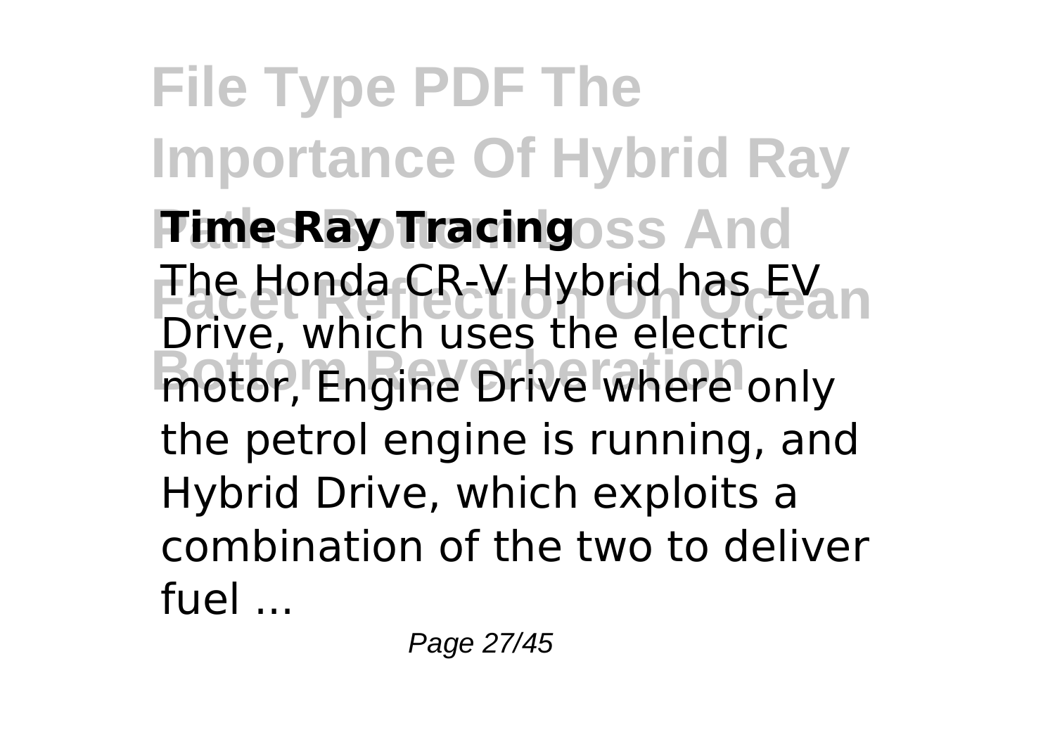**Time Ray Tracing**

The Honda CR-V Hybrid has EV Drive, which uses the electric motor, Engine Drive where only the petrol engine is running, and Hybrid Drive, which exploits a combination of the two to deliver fuel ...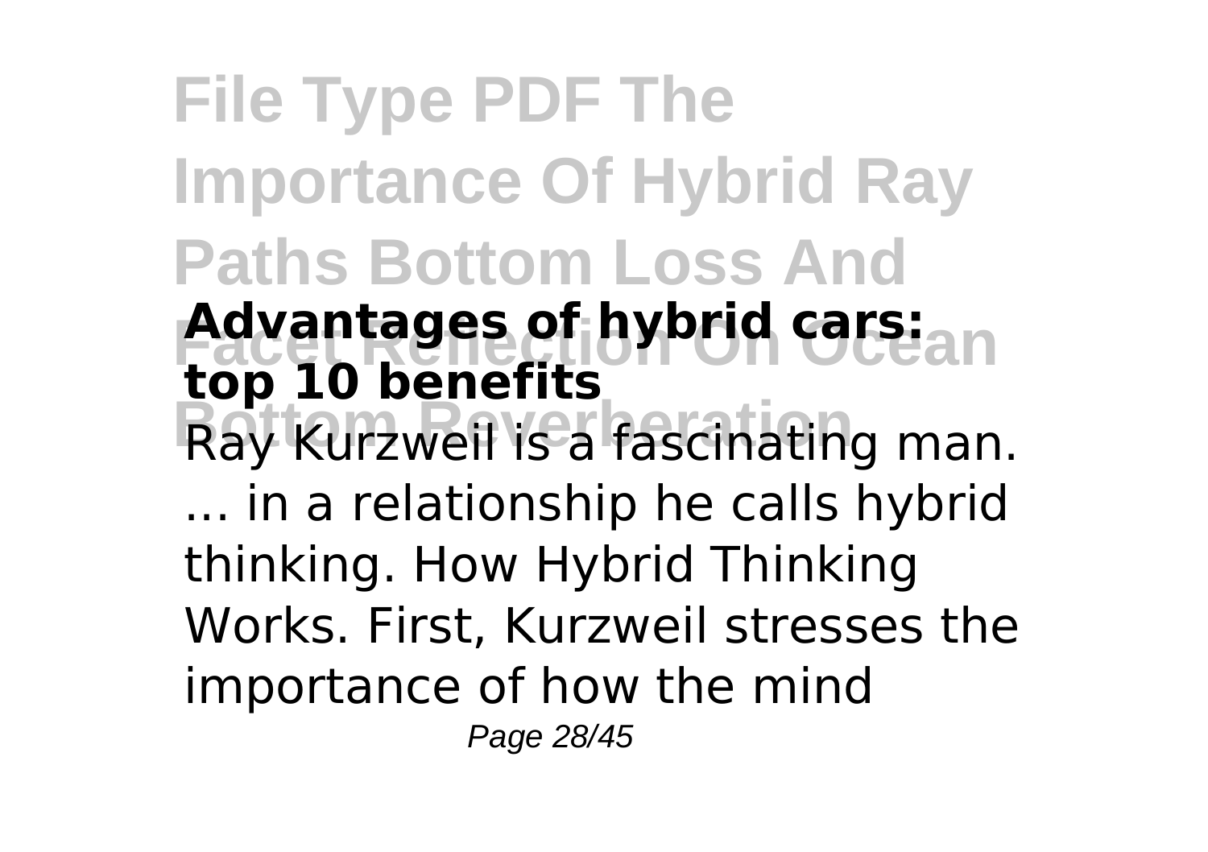**Advantages of hybrid cars: top 10 benefits**

Ray Kurzweil is a fascinating man. ... in a relationship he calls hybrid thinking. How Hybrid Thinking Works. First, Kurzweil stresses the importance of how the mind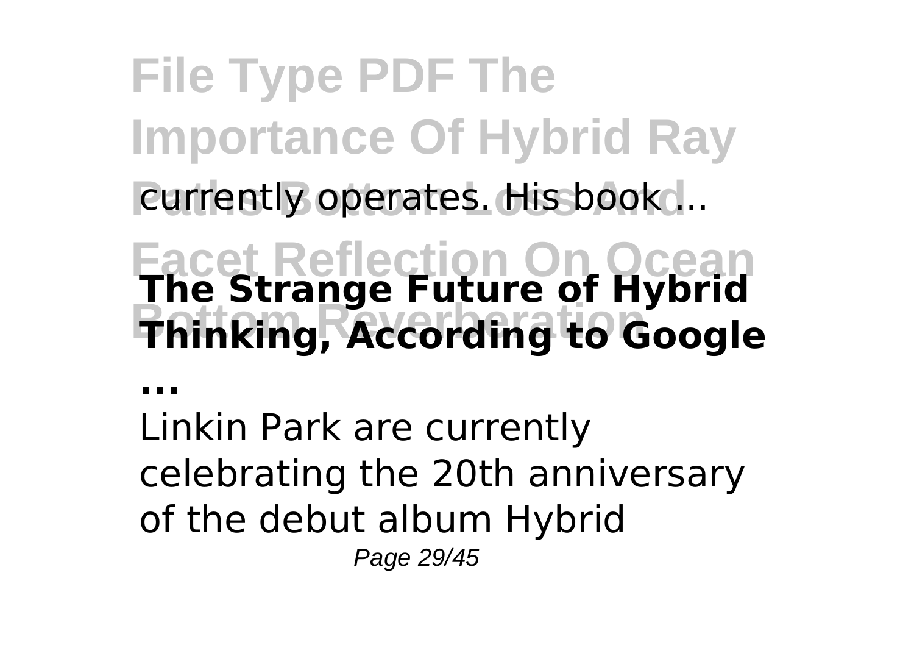currently operates. His book ...

**The Strange Future of Hybrid Thinking, According to Google ...**

Linkin Park are currently celebrating the 20th anniversary of the debut album Hybrid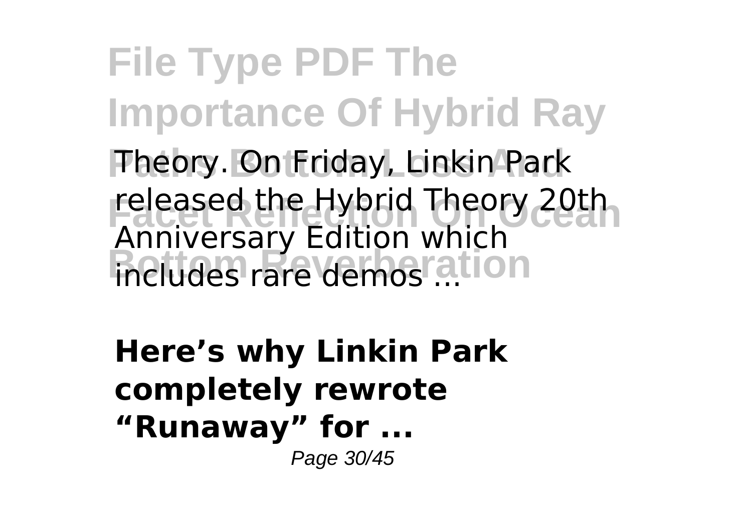Theory. On Friday, Linkin Park released the Hybrid Theory 20th Anniversary Edition which includes rare demos ...

**Here's why Linkin Park completely rewrote "Runaway" for ...**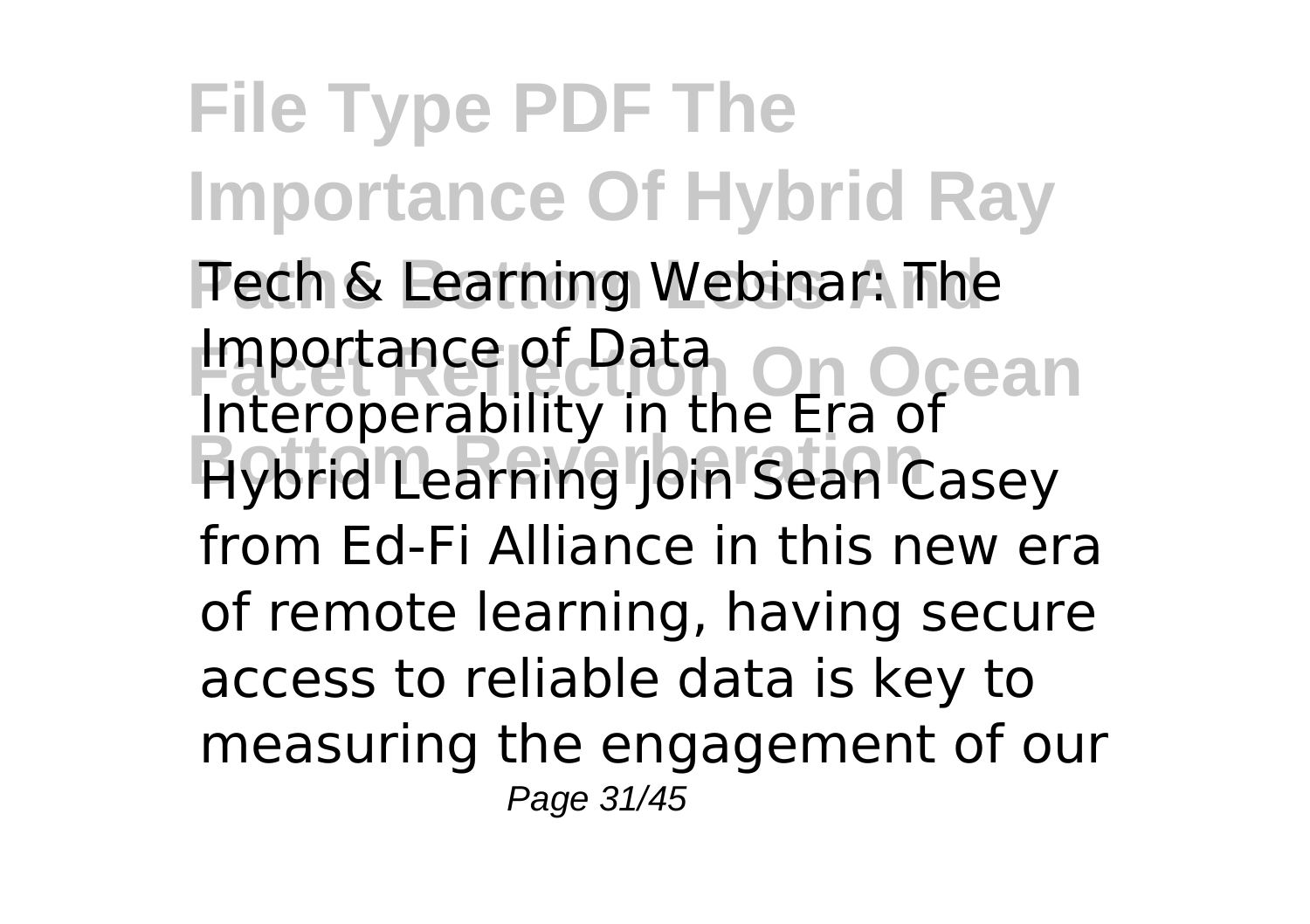Tech & Learning Webinar: The Importance of Data Interoperability in the Era of Hybrid Learning Join Sean Casey from Ed-Fi Alliance in this new era of remote learning, having secure access to reliable data is key to measuring the engagement of our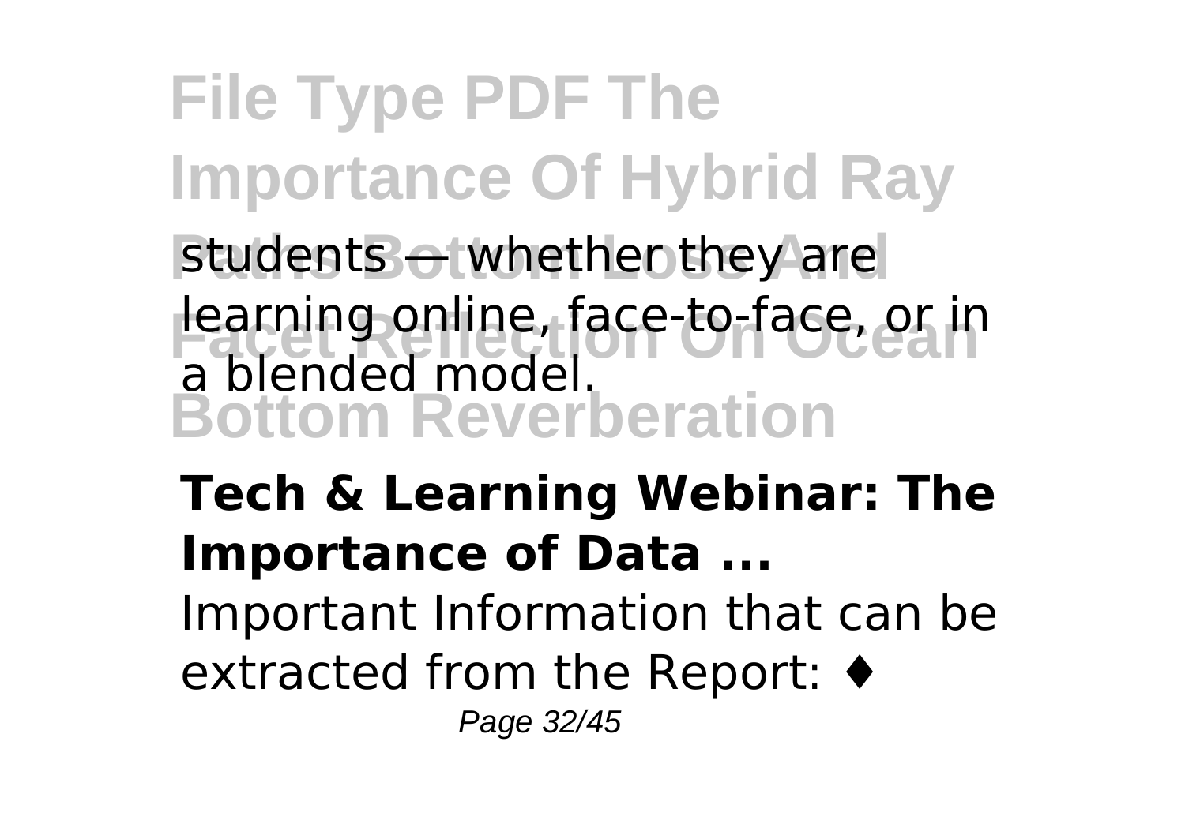students — whether they are learning online, face-to-face, or in a blended model.

**Tech & Learning Webinar: The Importance of Data ...**

Important Information that can be extracted from the Report: ♦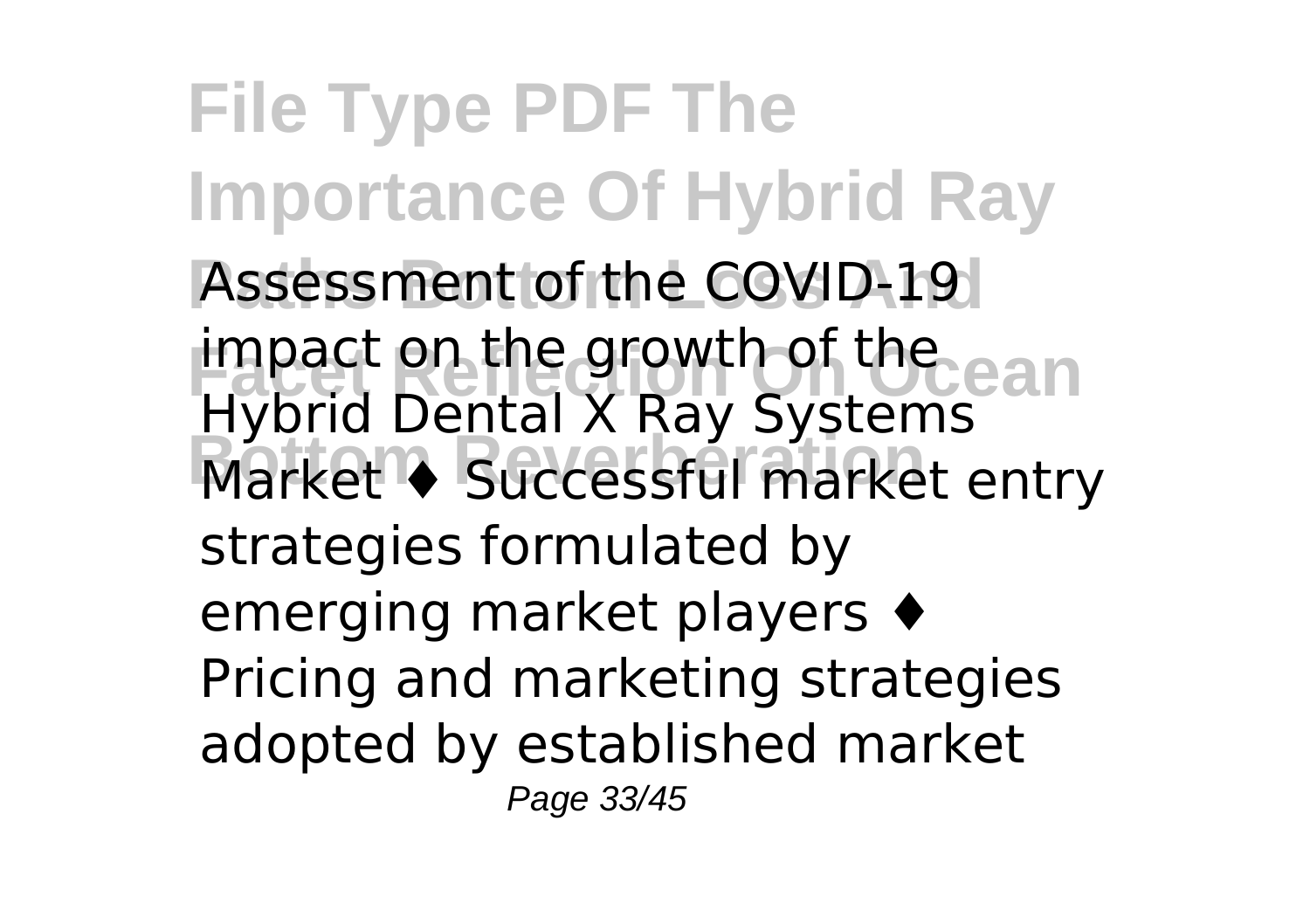Assessment of the COVID-19 impact on the growth of the Hybrid Dental X Ray Systems Market ♦ Successful market entry strategies formulated by emerging market players ♦ Pricing and marketing strategies adopted by established market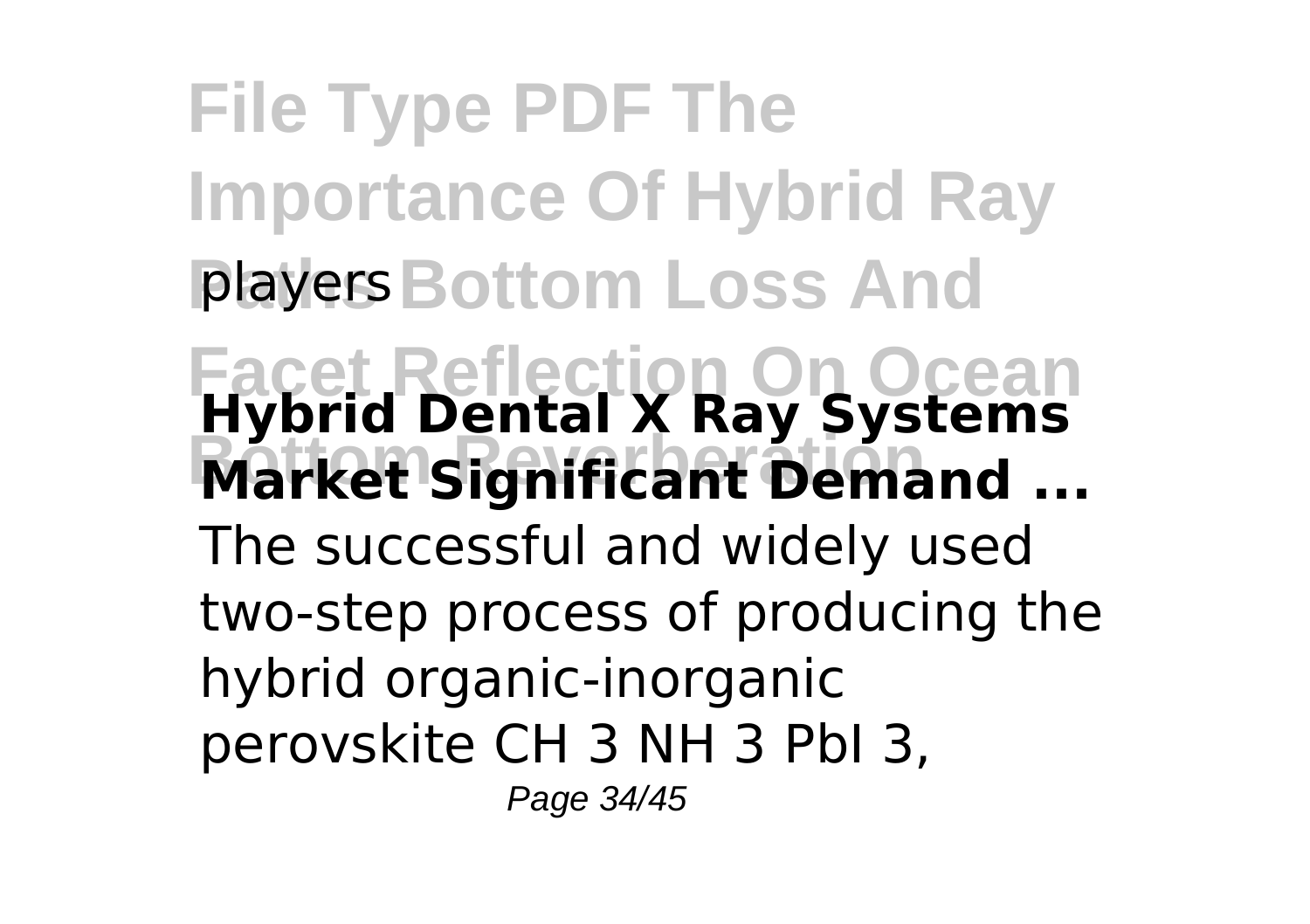players

**Hybrid Dental X Ray Systems Market Significant Demand ...**

The successful and widely used two-step process of producing the hybrid organic-inorganic perovskite $CH_3NH_3PbI_3$,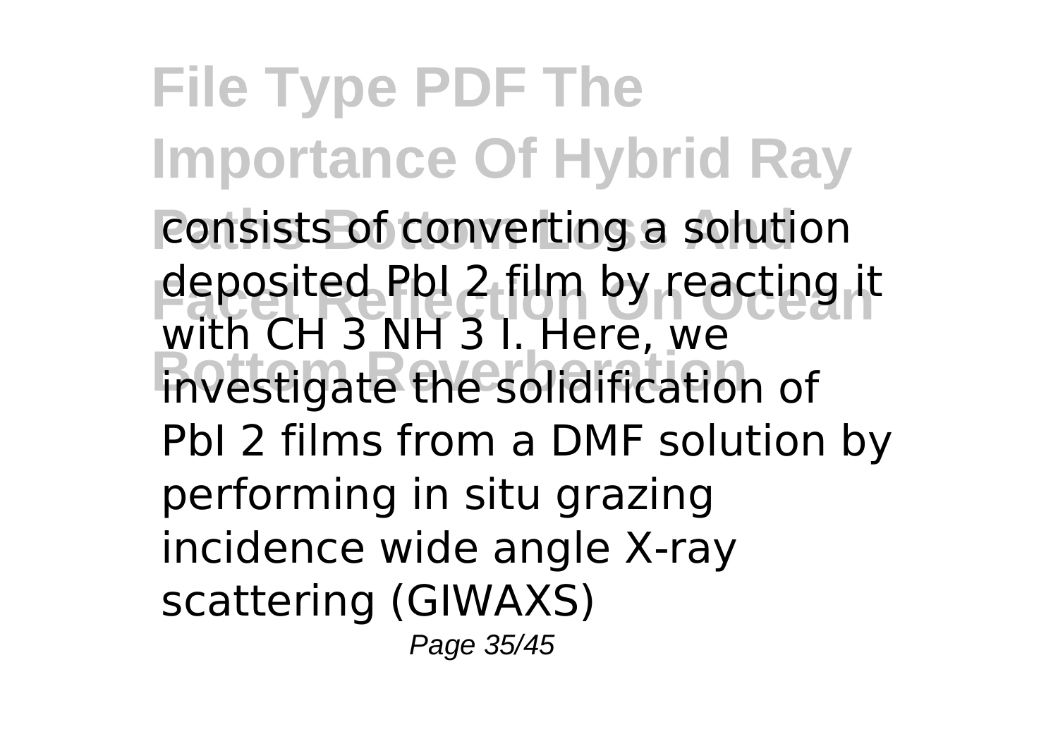consists of converting a solution deposited $PbI_2$ film by reacting it with $CH_3NH_3I$. Here, we investigate the solidification of $PbI_2$ films from a DMF solution by performing in situ grazing incidence wide angle X-ray scattering (GIWAXS)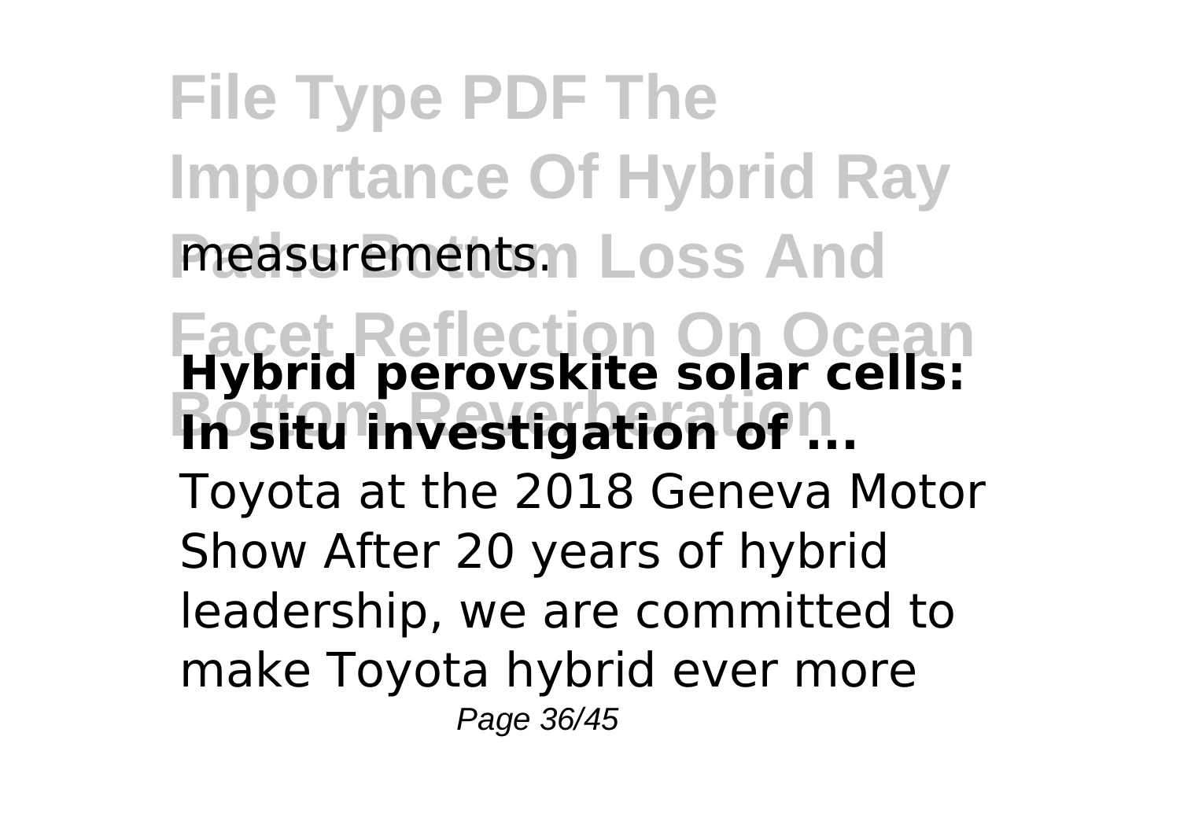measurements.

**Hybrid perovskite solar cells: In situ investigation of ...**

Toyota at the 2018 Geneva Motor Show After 20 years of hybrid leadership, we are committed to make Toyota hybrid ever more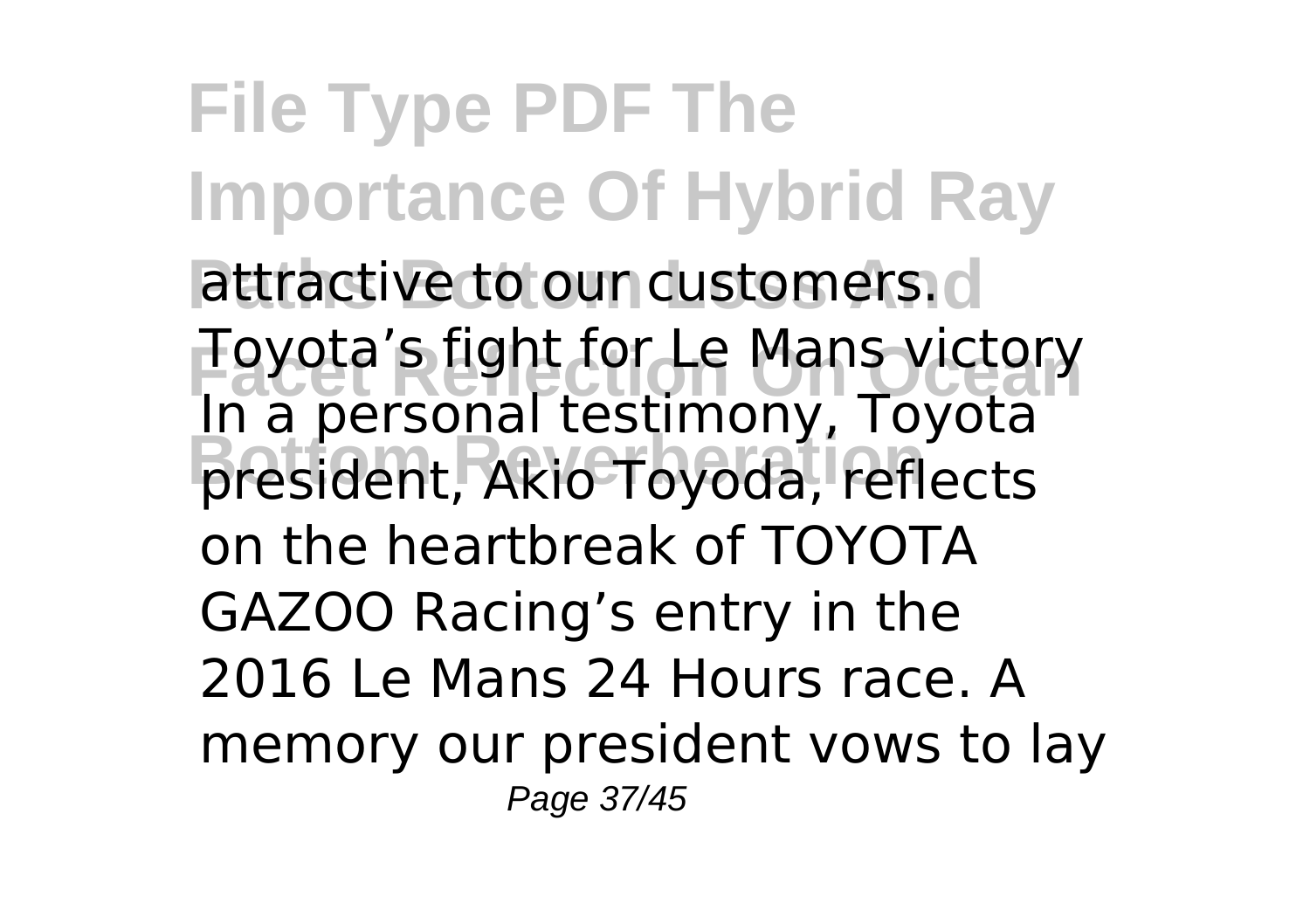attractive to our customers.

Toyota's fight for Le Mans victory

In a personal testimony, Toyota president, Akio Toyoda, reflects on the heartbreak of TOYOTA GAZOO Racing's entry in the 2016 Le Mans 24 Hours race. A memory our president vows to lay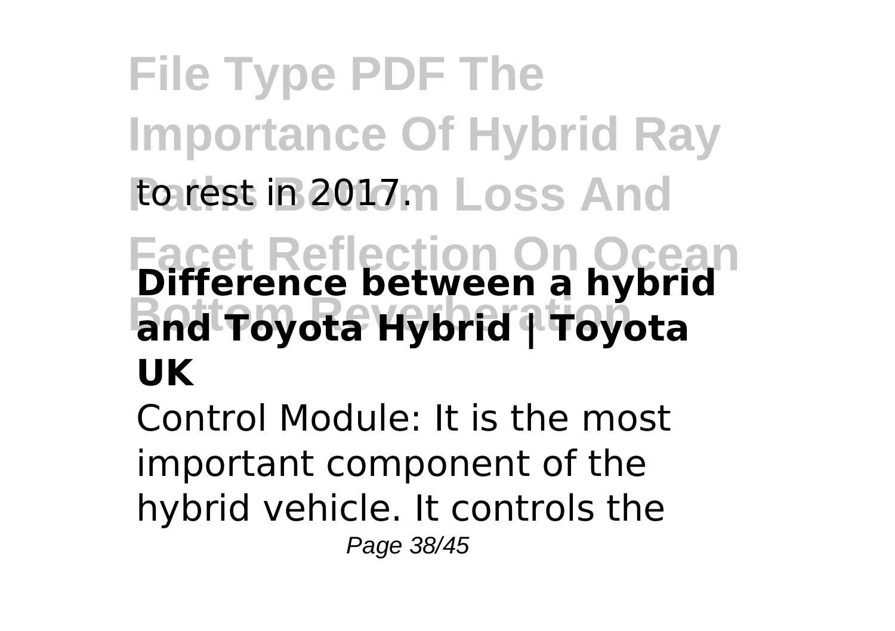to rest in 2017.

## Difference between a hybrid and Toyota Hybrid | Toyota UK

Control Module: It is the most important component of the hybrid vehicle. It controls the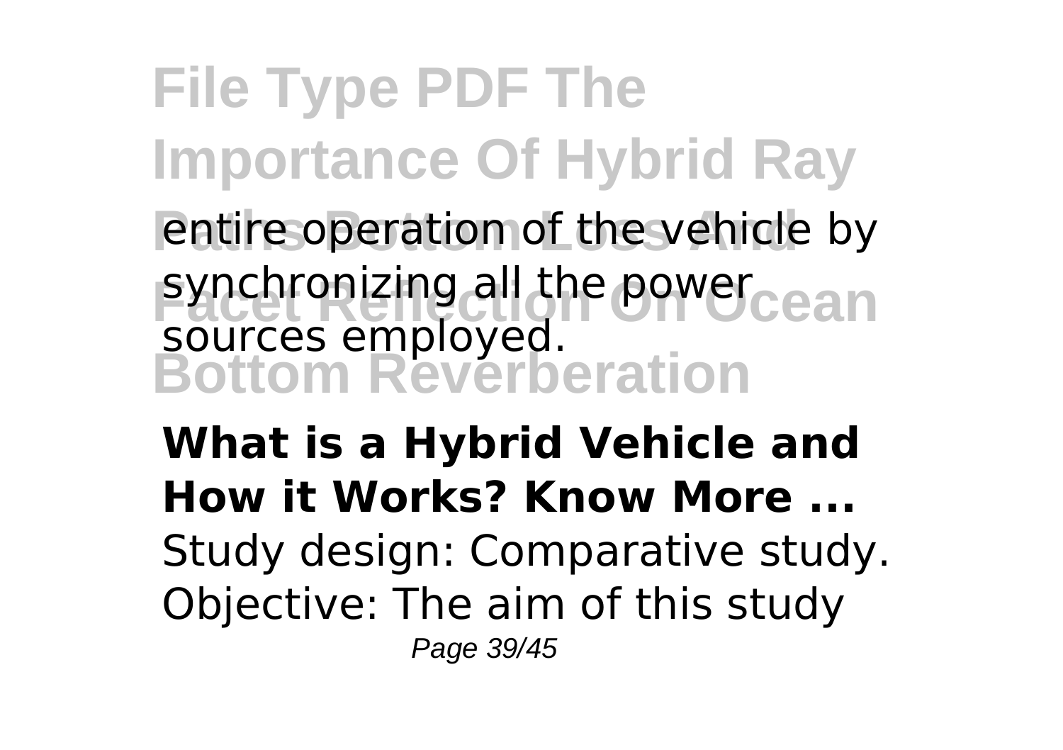entire operation of the vehicle by synchronizing all the power sources employed.

**What is a Hybrid Vehicle and How it Works? Know More ...**

Study design: Comparative study. Objective: The aim of this study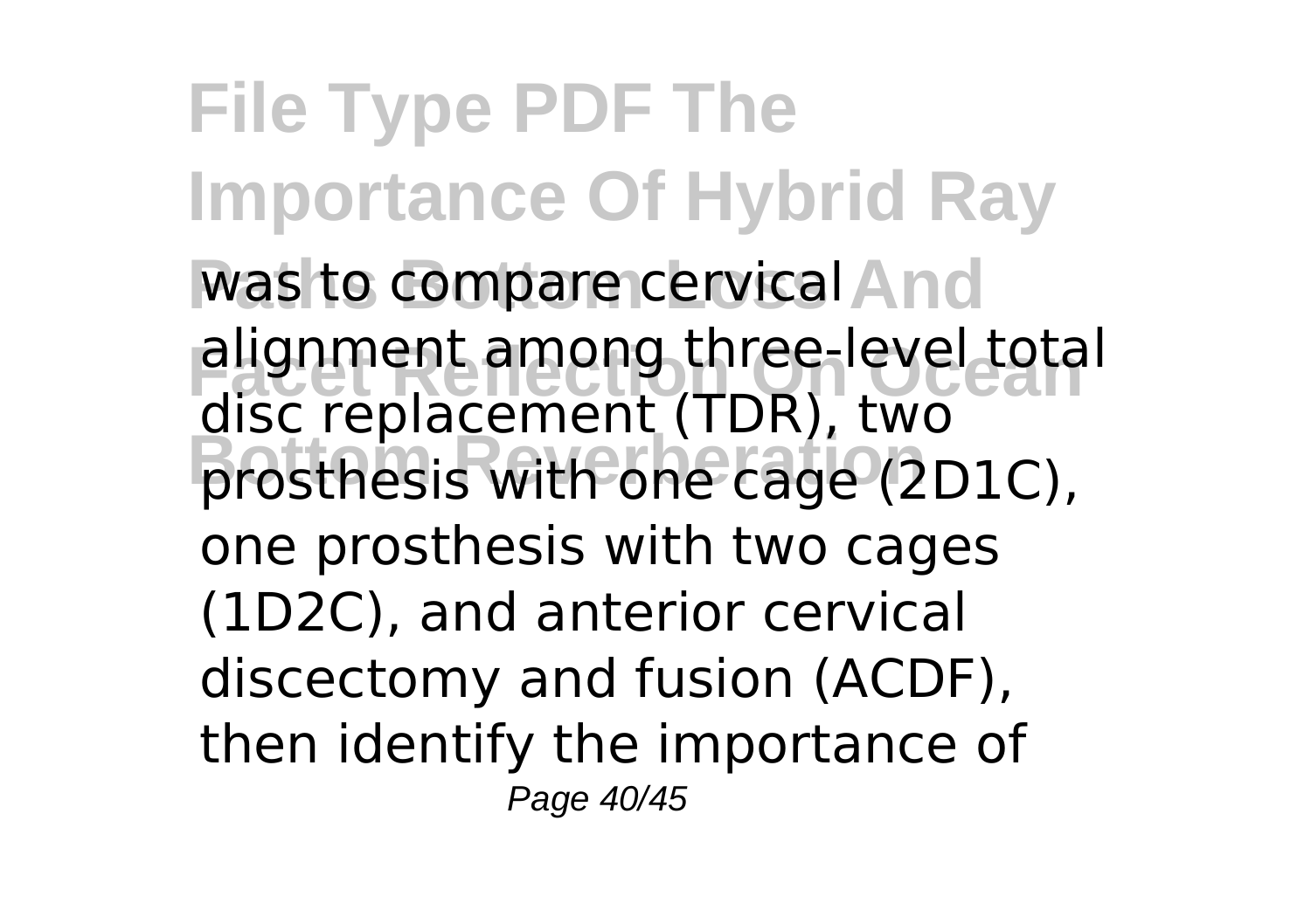was to compare cervical alignment among three-level total disc replacement (TDR), two prosthesis with one cage (2D1C), one prosthesis with two cages (1D2C), and anterior cervical discectomy and fusion (ACDF), then identify the importance of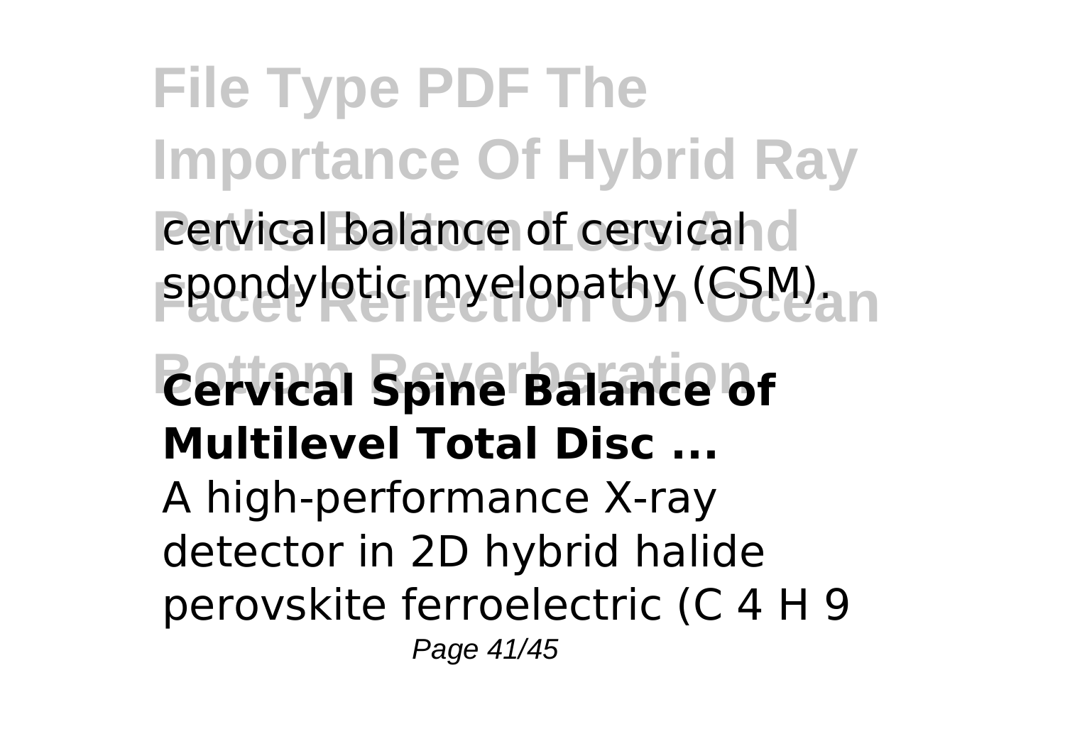cervical balance of cervical spondylotic myelopathy (CSM).

**Cervical Spine Balance of Multilevel Total Disc ...**

A high-performance X-ray detector in 2D hybrid halide perovskite ferroelectric (C 4 H 9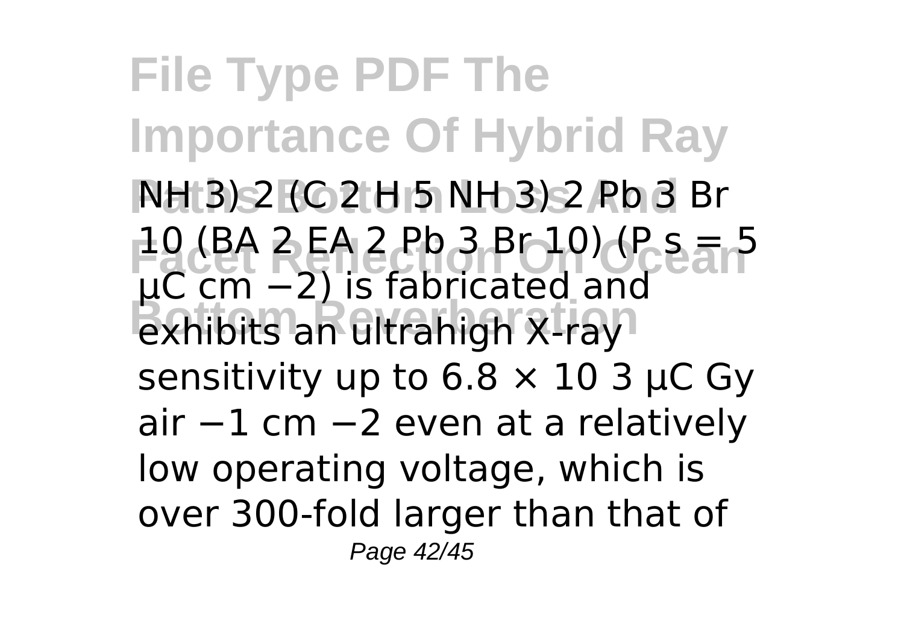NH 3) 2 (C 2 H 5 NH 3) 2 Pb 3 Br 10 (BA 2 EA 2 Pb 3 Br 10) (P s = 5 μC cm −2) is fabricated and exhibits an ultrahigh X-ray sensitivity up to 6.8 × 10 3 μC Gy air −1 cm −2 even at a relatively low operating voltage, which is over 300-fold larger than that of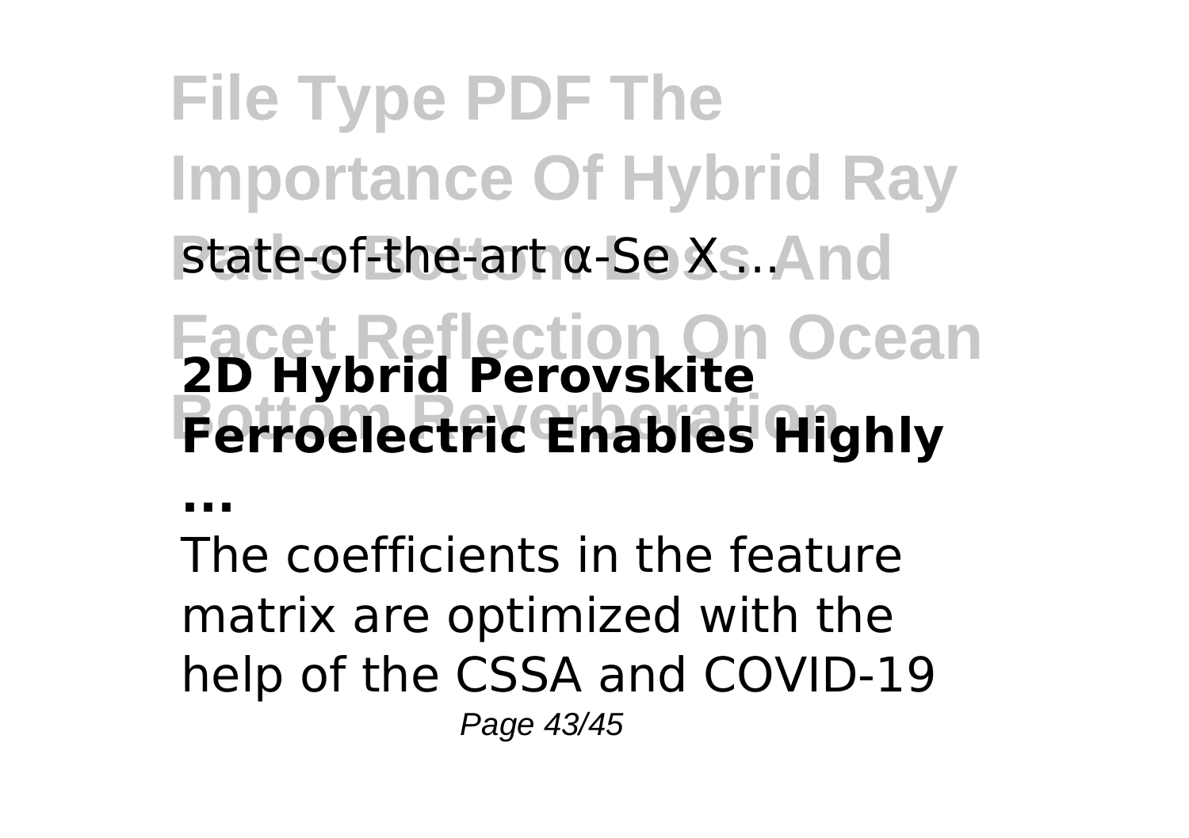state-of-the-art α-Se X ...

**2D Hybrid Perovskite Ferroelectric Enables Highly ...**

The coefficients in the feature matrix are optimized with the help of the CSSA and COVID-19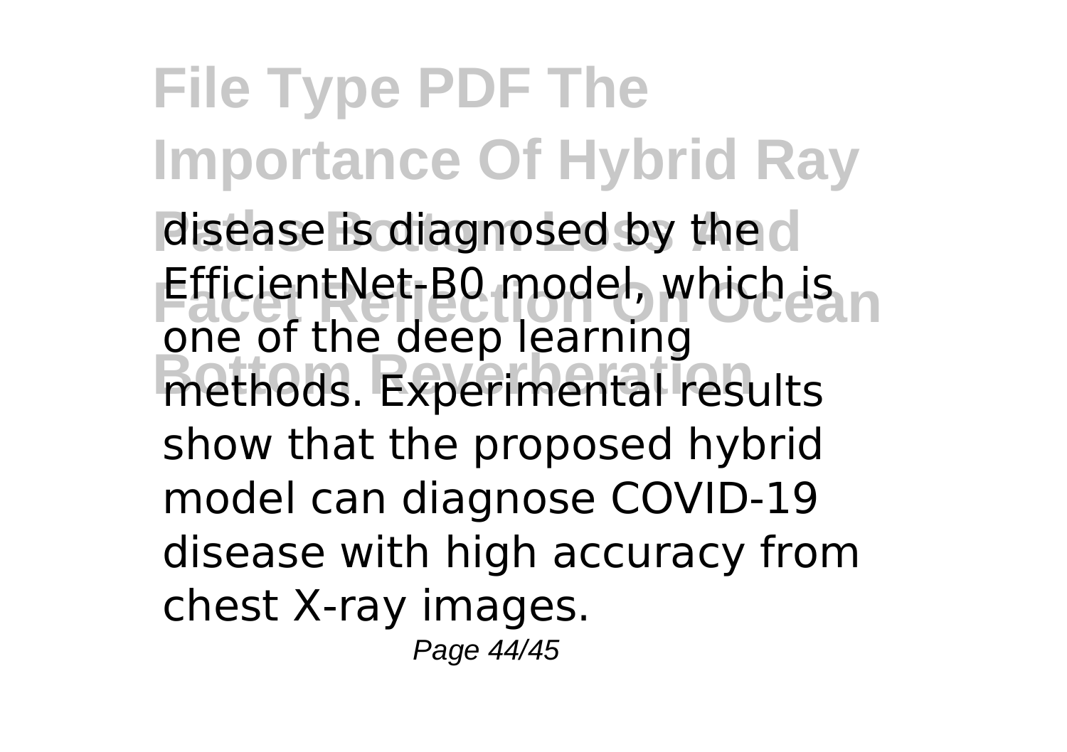disease is diagnosed by the EfficientNet-B0 model, which is one of the deep learning methods. Experimental results show that the proposed hybrid model can diagnose COVID-19 disease with high accuracy from chest X-ray images.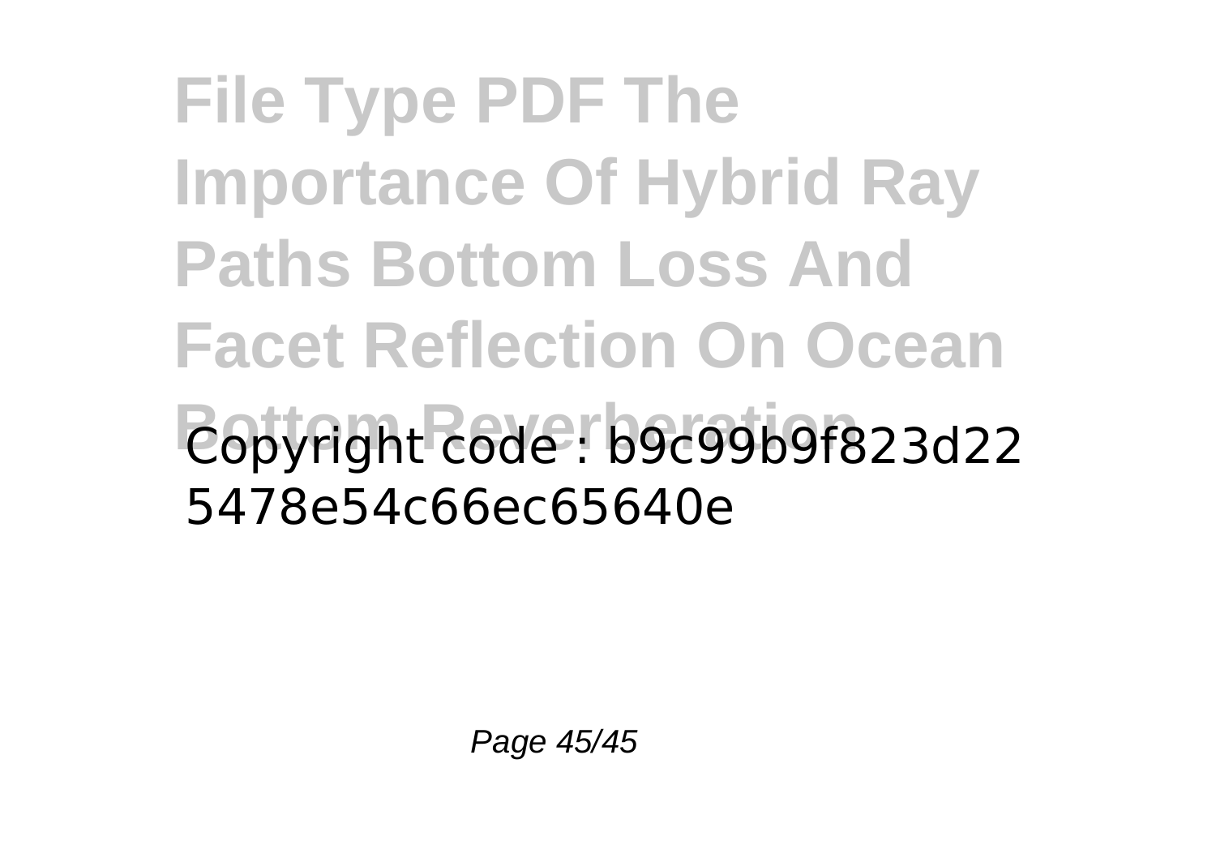Copyright code : b9c99b9f823d225478e54c66ec65640e